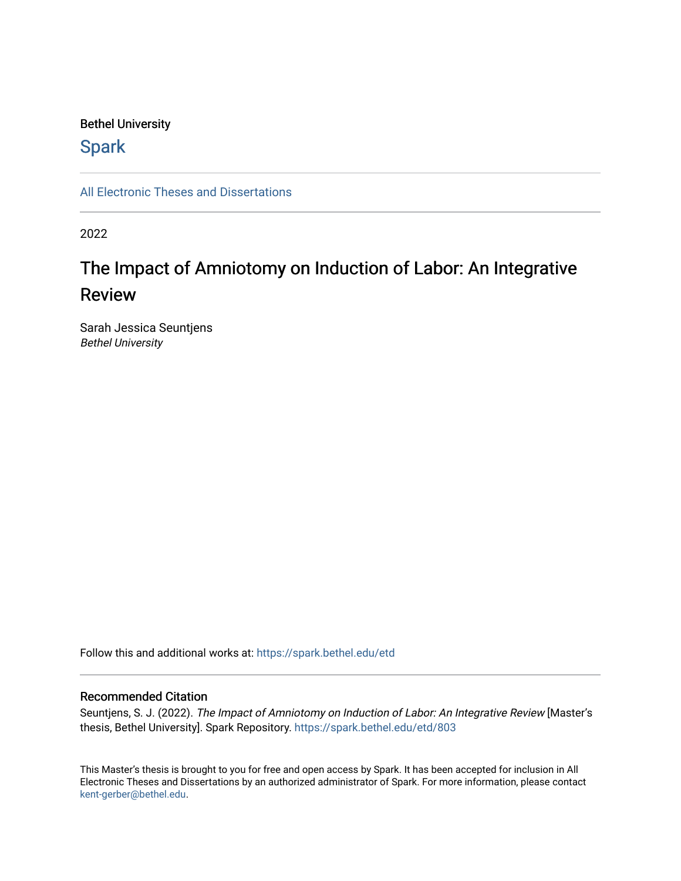Bethel University

Spark

All Electronic Theses and Dissertations

2022

# The Impact of Amniotomy on Induction of Labor: An Integrative Review

Sarah Jessica Seuntjens
*Bethel University*

Follow this and additional works at: https://spark.bethel.edu/etd

## Recommended Citation

Seuntjens, S. J. (2022). *The Impact of Amniotomy on Induction of Labor: An Integrative Review* [Master's thesis, Bethel University]. Spark Repository. https://spark.bethel.edu/etd/803

This Master's thesis is brought to you for free and open access by Spark. It has been accepted for inclusion in All Electronic Theses and Dissertations by an authorized administrator of Spark. For more information, please contact kent-gerber@bethel.edu.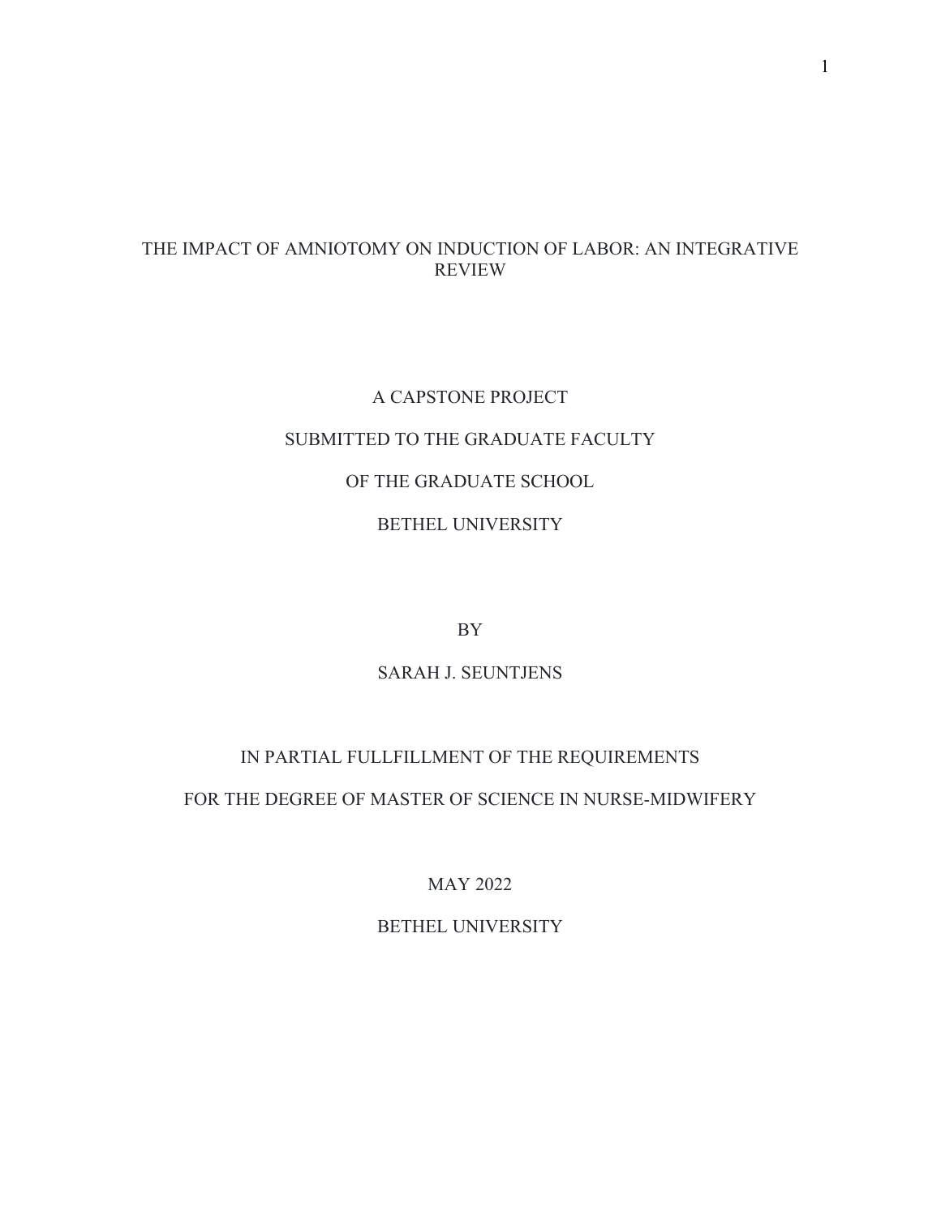# THE IMPACT OF AMNIOTOMY ON INDUCTION OF LABOR: AN INTEGRATIVE REVIEW

A CAPSTONE PROJECT

SUBMITTED TO THE GRADUATE FACULTY

OF THE GRADUATE SCHOOL

BETHEL UNIVERSITY

BY

SARAH J. SEUNTJENS

IN PARTIAL FULLFILLMENT OF THE REQUIREMENTS

FOR THE DEGREE OF MASTER OF SCIENCE IN NURSE-MIDWIFERY

MAY 2022

BETHEL UNIVERSITY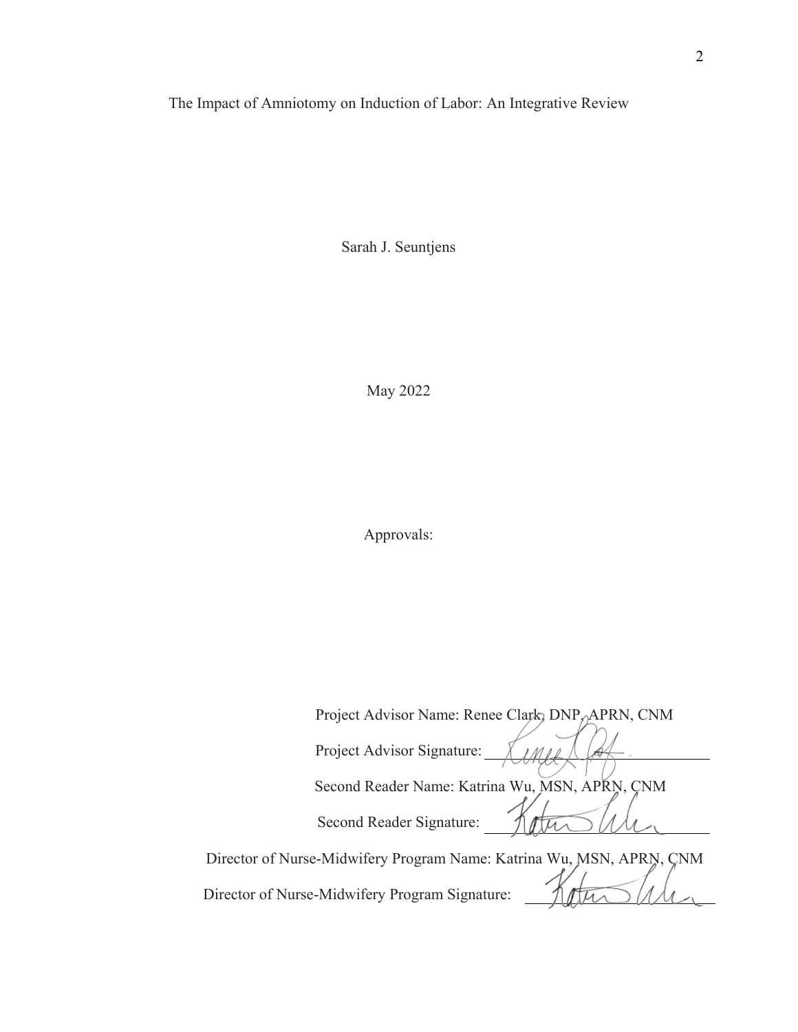The Impact of Amniotomy on Induction of Labor: An Integrative Review

Sarah J. Seuntjens

May 2022

Approvals:

Project Advisor Name: Renee Clark, DNP, APRN, CNM

Project Advisor Signature: ______________________

Second Reader Name: Katrina Wu, MSN, APRN, CNM

Second Reader Signature: ______________________

Director of Nurse-Midwifery Program Name: Katrina Wu, MSN, APRN, CNM

Director of Nurse-Midwifery Program Signature: ______________________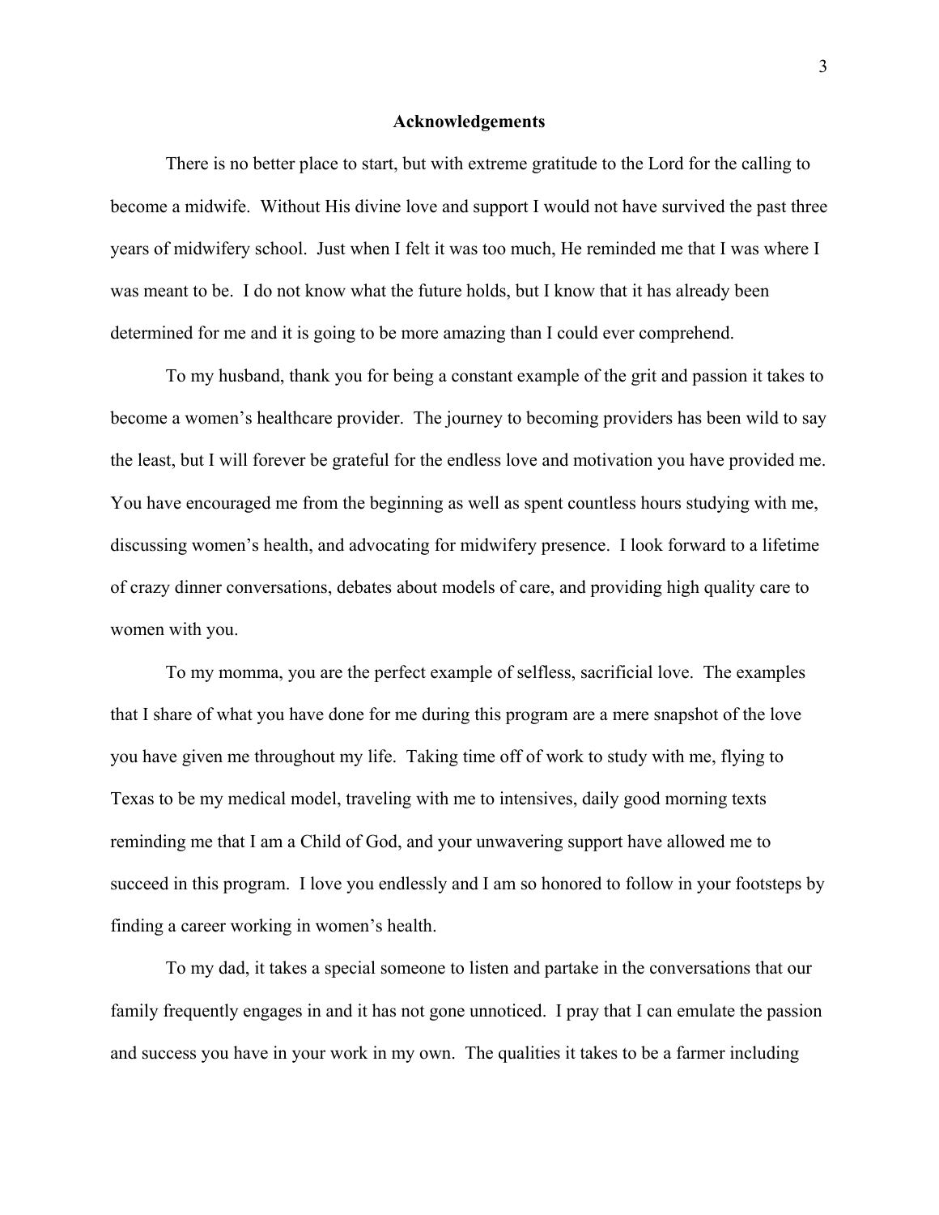## Acknowledgements

There is no better place to start, but with extreme gratitude to the Lord for the calling to become a midwife. Without His divine love and support I would not have survived the past three years of midwifery school. Just when I felt it was too much, He reminded me that I was where I was meant to be. I do not know what the future holds, but I know that it has already been determined for me and it is going to be more amazing than I could ever comprehend.

To my husband, thank you for being a constant example of the grit and passion it takes to become a women's healthcare provider. The journey to becoming providers has been wild to say the least, but I will forever be grateful for the endless love and motivation you have provided me. You have encouraged me from the beginning as well as spent countless hours studying with me, discussing women's health, and advocating for midwifery presence. I look forward to a lifetime of crazy dinner conversations, debates about models of care, and providing high quality care to women with you.

To my momma, you are the perfect example of selfless, sacrificial love. The examples that I share of what you have done for me during this program are a mere snapshot of the love you have given me throughout my life. Taking time off of work to study with me, flying to Texas to be my medical model, traveling with me to intensives, daily good morning texts reminding me that I am a Child of God, and your unwavering support have allowed me to succeed in this program. I love you endlessly and I am so honored to follow in your footsteps by finding a career working in women's health.

To my dad, it takes a special someone to listen and partake in the conversations that our family frequently engages in and it has not gone unnoticed. I pray that I can emulate the passion and success you have in your work in my own. The qualities it takes to be a farmer including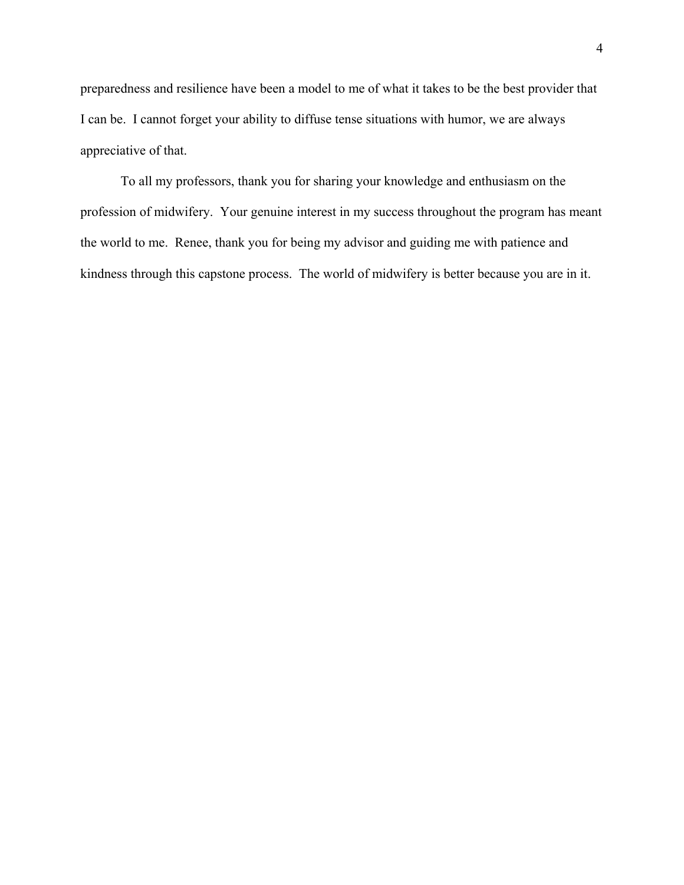preparedness and resilience have been a model to me of what it takes to be the best provider that I can be. I cannot forget your ability to diffuse tense situations with humor, we are always appreciative of that.

To all my professors, thank you for sharing your knowledge and enthusiasm on the profession of midwifery. Your genuine interest in my success throughout the program has meant the world to me. Renee, thank you for being my advisor and guiding me with patience and kindness through this capstone process. The world of midwifery is better because you are in it.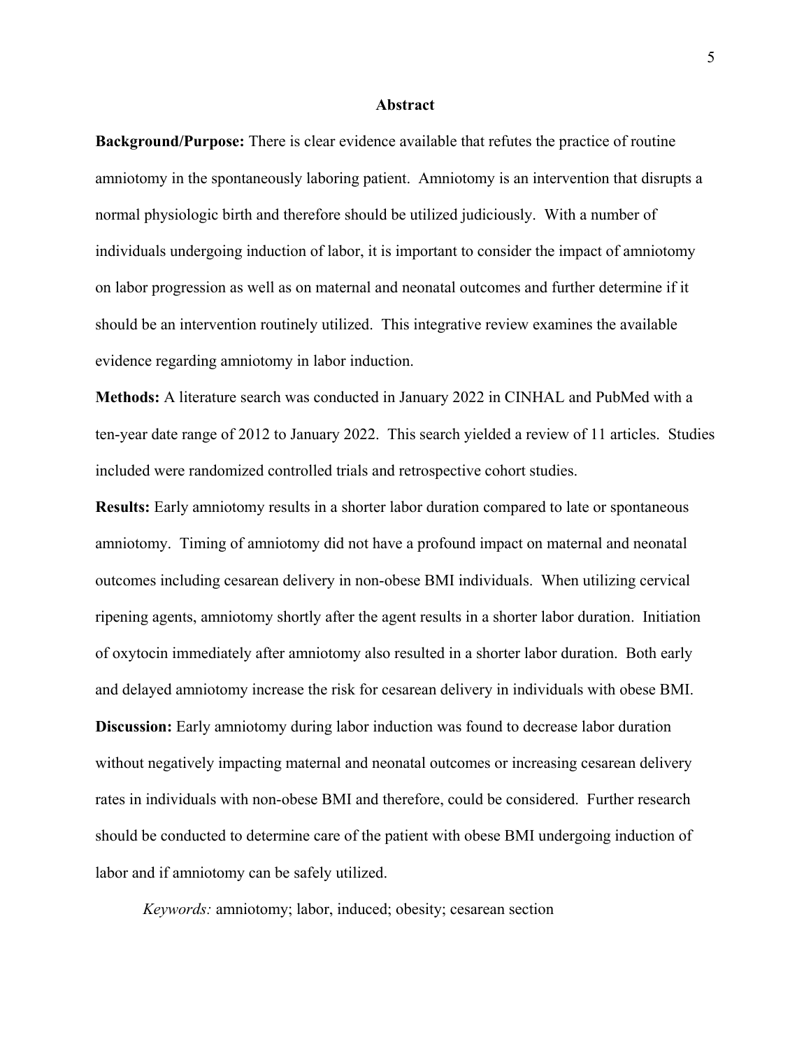## Abstract

**Background/Purpose:** There is clear evidence available that refutes the practice of routine amniotomy in the spontaneously laboring patient. Amniotomy is an intervention that disrupts a normal physiologic birth and therefore should be utilized judiciously. With a number of individuals undergoing induction of labor, it is important to consider the impact of amniotomy on labor progression as well as on maternal and neonatal outcomes and further determine if it should be an intervention routinely utilized. This integrative review examines the available evidence regarding amniotomy in labor induction.

**Methods:** A literature search was conducted in January 2022 in CINHAL and PubMed with a ten-year date range of 2012 to January 2022. This search yielded a review of 11 articles. Studies included were randomized controlled trials and retrospective cohort studies.

**Results:** Early amniotomy results in a shorter labor duration compared to late or spontaneous amniotomy. Timing of amniotomy did not have a profound impact on maternal and neonatal outcomes including cesarean delivery in non-obese BMI individuals. When utilizing cervical ripening agents, amniotomy shortly after the agent results in a shorter labor duration. Initiation of oxytocin immediately after amniotomy also resulted in a shorter labor duration. Both early and delayed amniotomy increase the risk for cesarean delivery in individuals with obese BMI.

**Discussion:** Early amniotomy during labor induction was found to decrease labor duration without negatively impacting maternal and neonatal outcomes or increasing cesarean delivery rates in individuals with non-obese BMI and therefore, could be considered. Further research should be conducted to determine care of the patient with obese BMI undergoing induction of labor and if amniotomy can be safely utilized.

*Keywords:* amniotomy; labor, induced; obesity; cesarean section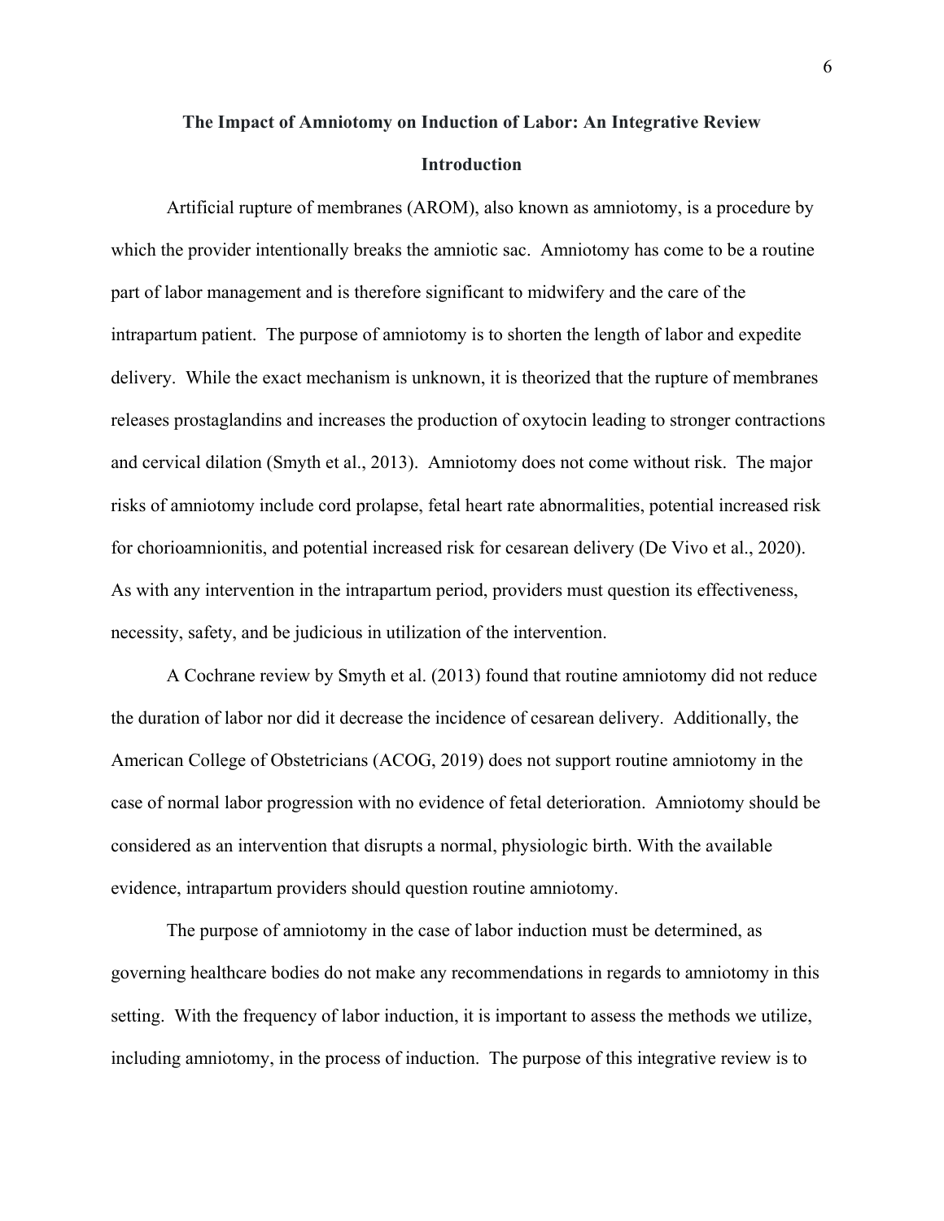# The Impact of Amniotomy on Induction of Labor: An Integrative Review

## Introduction

Artificial rupture of membranes (AROM), also known as amniotomy, is a procedure by which the provider intentionally breaks the amniotic sac. Amniotomy has come to be a routine part of labor management and is therefore significant to midwifery and the care of the intrapartum patient. The purpose of amniotomy is to shorten the length of labor and expedite delivery. While the exact mechanism is unknown, it is theorized that the rupture of membranes releases prostaglandins and increases the production of oxytocin leading to stronger contractions and cervical dilation (Smyth et al., 2013). Amniotomy does not come without risk. The major risks of amniotomy include cord prolapse, fetal heart rate abnormalities, potential increased risk for chorioamnionitis, and potential increased risk for cesarean delivery (De Vivo et al., 2020). As with any intervention in the intrapartum period, providers must question its effectiveness, necessity, safety, and be judicious in utilization of the intervention.

A Cochrane review by Smyth et al. (2013) found that routine amniotomy did not reduce the duration of labor nor did it decrease the incidence of cesarean delivery. Additionally, the American College of Obstetricians (ACOG, 2019) does not support routine amniotomy in the case of normal labor progression with no evidence of fetal deterioration. Amniotomy should be considered as an intervention that disrupts a normal, physiologic birth. With the available evidence, intrapartum providers should question routine amniotomy.

The purpose of amniotomy in the case of labor induction must be determined, as governing healthcare bodies do not make any recommendations in regards to amniotomy in this setting. With the frequency of labor induction, it is important to assess the methods we utilize, including amniotomy, in the process of induction. The purpose of this integrative review is to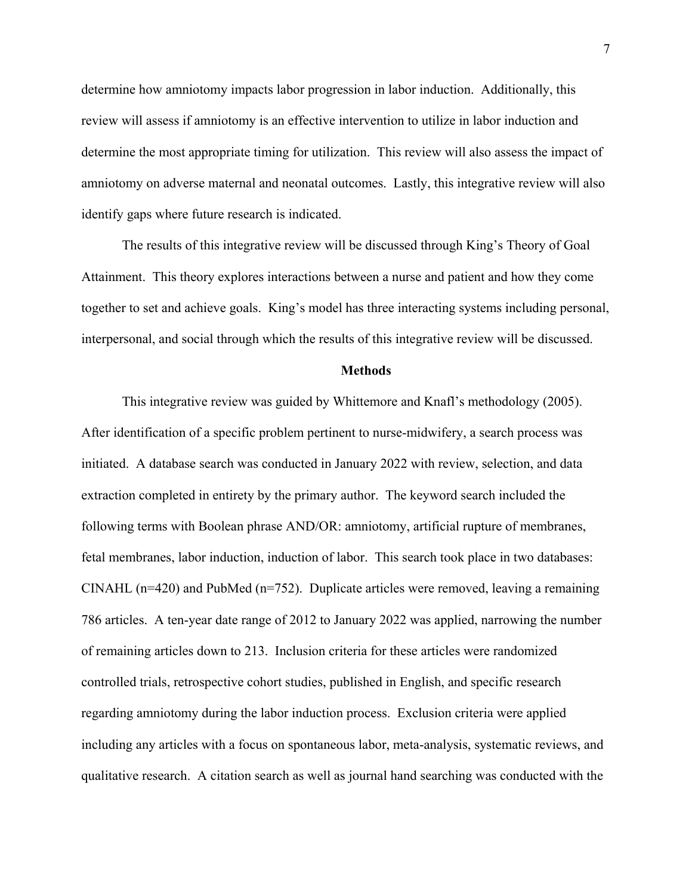determine how amniotomy impacts labor progression in labor induction. Additionally, this review will assess if amniotomy is an effective intervention to utilize in labor induction and determine the most appropriate timing for utilization. This review will also assess the impact of amniotomy on adverse maternal and neonatal outcomes. Lastly, this integrative review will also identify gaps where future research is indicated.

The results of this integrative review will be discussed through King's Theory of Goal Attainment. This theory explores interactions between a nurse and patient and how they come together to set and achieve goals. King's model has three interacting systems including personal, interpersonal, and social through which the results of this integrative review will be discussed.

## Methods

This integrative review was guided by Whittemore and Knafl's methodology (2005). After identification of a specific problem pertinent to nurse-midwifery, a search process was initiated. A database search was conducted in January 2022 with review, selection, and data extraction completed in entirety by the primary author. The keyword search included the following terms with Boolean phrase AND/OR: amniotomy, artificial rupture of membranes, fetal membranes, labor induction, induction of labor. This search took place in two databases: CINAHL (n=420) and PubMed (n=752). Duplicate articles were removed, leaving a remaining 786 articles. A ten-year date range of 2012 to January 2022 was applied, narrowing the number of remaining articles down to 213. Inclusion criteria for these articles were randomized controlled trials, retrospective cohort studies, published in English, and specific research regarding amniotomy during the labor induction process. Exclusion criteria were applied including any articles with a focus on spontaneous labor, meta-analysis, systematic reviews, and qualitative research. A citation search as well as journal hand searching was conducted with the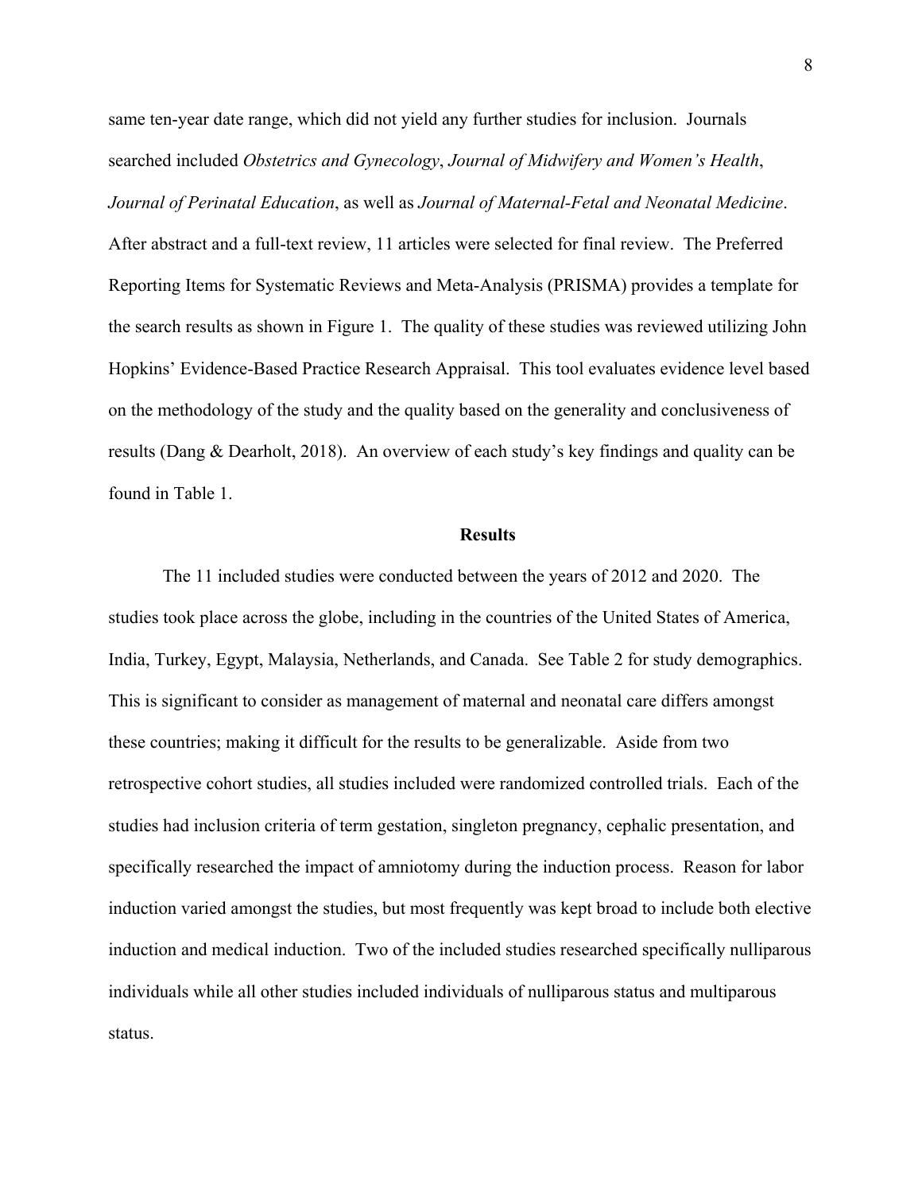same ten-year date range, which did not yield any further studies for inclusion. Journals searched included *Obstetrics and Gynecology*, *Journal of Midwifery and Women's Health*, *Journal of Perinatal Education*, as well as *Journal of Maternal-Fetal and Neonatal Medicine*. After abstract and a full-text review, 11 articles were selected for final review. The Preferred Reporting Items for Systematic Reviews and Meta-Analysis (PRISMA) provides a template for the search results as shown in Figure 1. The quality of these studies was reviewed utilizing John Hopkins' Evidence-Based Practice Research Appraisal. This tool evaluates evidence level based on the methodology of the study and the quality based on the generality and conclusiveness of results (Dang & Dearholt, 2018). An overview of each study's key findings and quality can be found in Table 1.

## Results

The 11 included studies were conducted between the years of 2012 and 2020. The studies took place across the globe, including in the countries of the United States of America, India, Turkey, Egypt, Malaysia, Netherlands, and Canada. See Table 2 for study demographics. This is significant to consider as management of maternal and neonatal care differs amongst these countries; making it difficult for the results to be generalizable. Aside from two retrospective cohort studies, all studies included were randomized controlled trials. Each of the studies had inclusion criteria of term gestation, singleton pregnancy, cephalic presentation, and specifically researched the impact of amniotomy during the induction process. Reason for labor induction varied amongst the studies, but most frequently was kept broad to include both elective induction and medical induction. Two of the included studies researched specifically nulliparous individuals while all other studies included individuals of nulliparous status and multiparous status.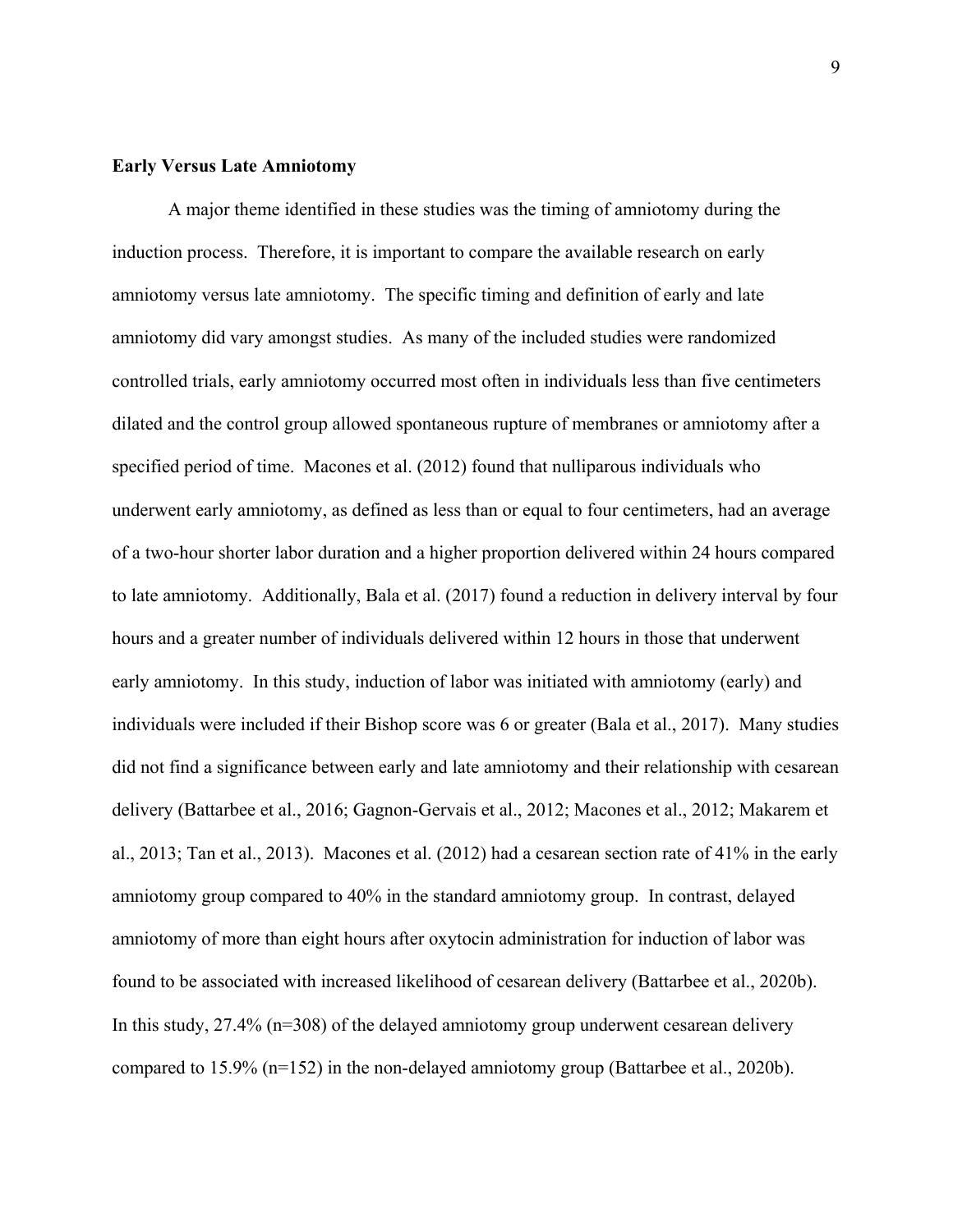**Early Versus Late Amniotomy**

A major theme identified in these studies was the timing of amniotomy during the induction process. Therefore, it is important to compare the available research on early amniotomy versus late amniotomy. The specific timing and definition of early and late amniotomy did vary amongst studies. As many of the included studies were randomized controlled trials, early amniotomy occurred most often in individuals less than five centimeters dilated and the control group allowed spontaneous rupture of membranes or amniotomy after a specified period of time. Macones et al. (2012) found that nulliparous individuals who underwent early amniotomy, as defined as less than or equal to four centimeters, had an average of a two-hour shorter labor duration and a higher proportion delivered within 24 hours compared to late amniotomy. Additionally, Bala et al. (2017) found a reduction in delivery interval by four hours and a greater number of individuals delivered within 12 hours in those that underwent early amniotomy. In this study, induction of labor was initiated with amniotomy (early) and individuals were included if their Bishop score was 6 or greater (Bala et al., 2017). Many studies did not find a significance between early and late amniotomy and their relationship with cesarean delivery (Battarbee et al., 2016; Gagnon-Gervais et al., 2012; Macones et al., 2012; Makarem et al., 2013; Tan et al., 2013). Macones et al. (2012) had a cesarean section rate of 41% in the early amniotomy group compared to 40% in the standard amniotomy group. In contrast, delayed amniotomy of more than eight hours after oxytocin administration for induction of labor was found to be associated with increased likelihood of cesarean delivery (Battarbee et al., 2020b). In this study, 27.4% (n=308) of the delayed amniotomy group underwent cesarean delivery compared to 15.9% (n=152) in the non-delayed amniotomy group (Battarbee et al., 2020b).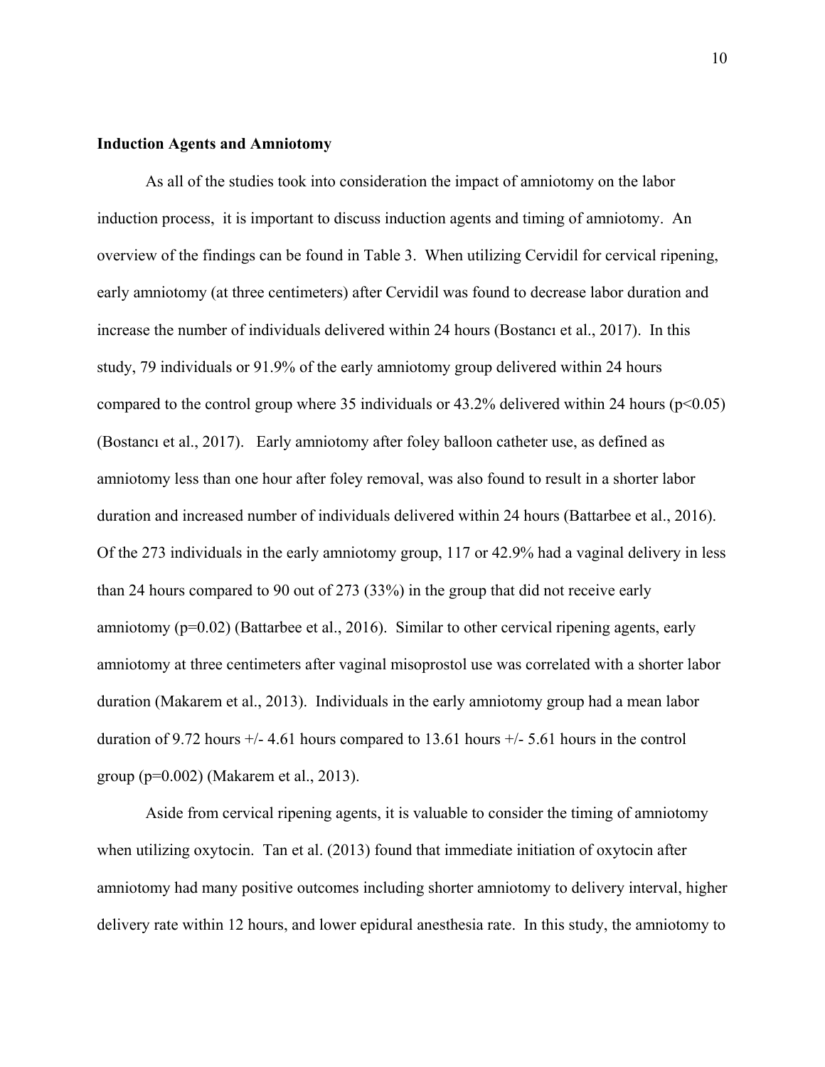**Induction Agents and Amniotomy**

As all of the studies took into consideration the impact of amniotomy on the labor induction process,  it is important to discuss induction agents and timing of amniotomy.  An overview of the findings can be found in Table 3.  When utilizing Cervidil for cervical ripening, early amniotomy (at three centimeters) after Cervidil was found to decrease labor duration and increase the number of individuals delivered within 24 hours (Bostancı et al., 2017).  In this study, 79 individuals or 91.9% of the early amniotomy group delivered within 24 hours compared to the control group where 35 individuals or 43.2% delivered within 24 hours ($p<0.05$) (Bostancı et al., 2017).   Early amniotomy after foley balloon catheter use, as defined as amniotomy less than one hour after foley removal, was also found to result in a shorter labor duration and increased number of individuals delivered within 24 hours (Battarbee et al., 2016). Of the 273 individuals in the early amniotomy group, 117 or 42.9% had a vaginal delivery in less than 24 hours compared to 90 out of 273 (33%) in the group that did not receive early amniotomy ($p=0.02$) (Battarbee et al., 2016).  Similar to other cervical ripening agents, early amniotomy at three centimeters after vaginal misoprostol use was correlated with a shorter labor duration (Makarem et al., 2013).  Individuals in the early amniotomy group had a mean labor duration of 9.72 hours +/- 4.61 hours compared to 13.61 hours +/- 5.61 hours in the control group ($p=0.002$) (Makarem et al., 2013).

Aside from cervical ripening agents, it is valuable to consider the timing of amniotomy when utilizing oxytocin.  Tan et al. (2013) found that immediate initiation of oxytocin after amniotomy had many positive outcomes including shorter amniotomy to delivery interval, higher delivery rate within 12 hours, and lower epidural anesthesia rate.  In this study, the amniotomy to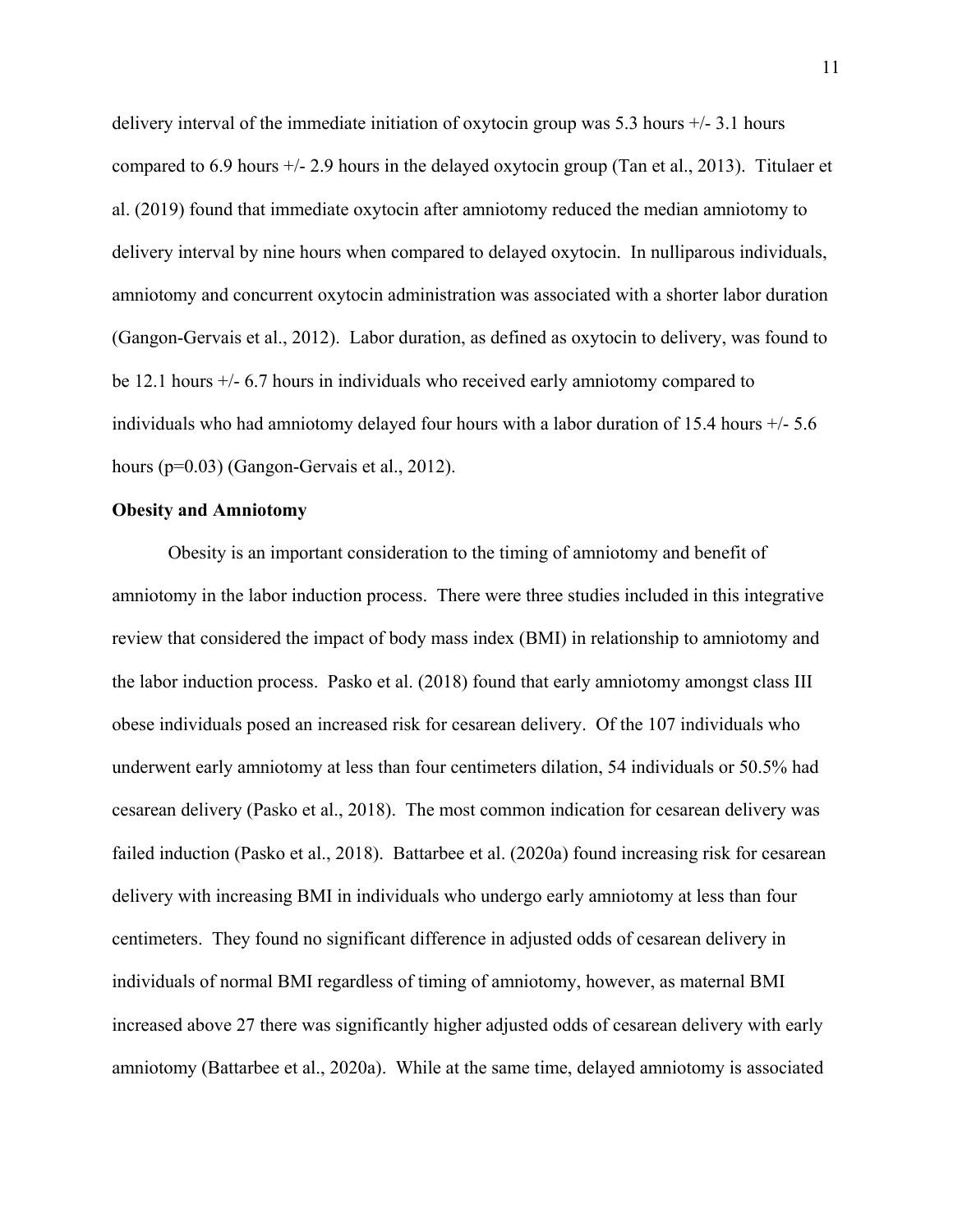delivery interval of the immediate initiation of oxytocin group was 5.3 hours +/- 3.1 hours compared to 6.9 hours +/- 2.9 hours in the delayed oxytocin group (Tan et al., 2013). Titulaer et al. (2019) found that immediate oxytocin after amniotomy reduced the median amniotomy to delivery interval by nine hours when compared to delayed oxytocin. In nulliparous individuals, amniotomy and concurrent oxytocin administration was associated with a shorter labor duration (Gangon-Gervais et al., 2012). Labor duration, as defined as oxytocin to delivery, was found to be 12.1 hours +/- 6.7 hours in individuals who received early amniotomy compared to individuals who had amniotomy delayed four hours with a labor duration of 15.4 hours +/- 5.6 hours ($p=0.03$) (Gangon-Gervais et al., 2012).

**Obesity and Amniotomy**

Obesity is an important consideration to the timing of amniotomy and benefit of amniotomy in the labor induction process. There were three studies included in this integrative review that considered the impact of body mass index (BMI) in relationship to amniotomy and the labor induction process. Pasko et al. (2018) found that early amniotomy amongst class III obese individuals posed an increased risk for cesarean delivery. Of the 107 individuals who underwent early amniotomy at less than four centimeters dilation, 54 individuals or 50.5% had cesarean delivery (Pasko et al., 2018). The most common indication for cesarean delivery was failed induction (Pasko et al., 2018). Battarbee et al. (2020a) found increasing risk for cesarean delivery with increasing BMI in individuals who undergo early amniotomy at less than four centimeters. They found no significant difference in adjusted odds of cesarean delivery in individuals of normal BMI regardless of timing of amniotomy, however, as maternal BMI increased above 27 there was significantly higher adjusted odds of cesarean delivery with early amniotomy (Battarbee et al., 2020a). While at the same time, delayed amniotomy is associated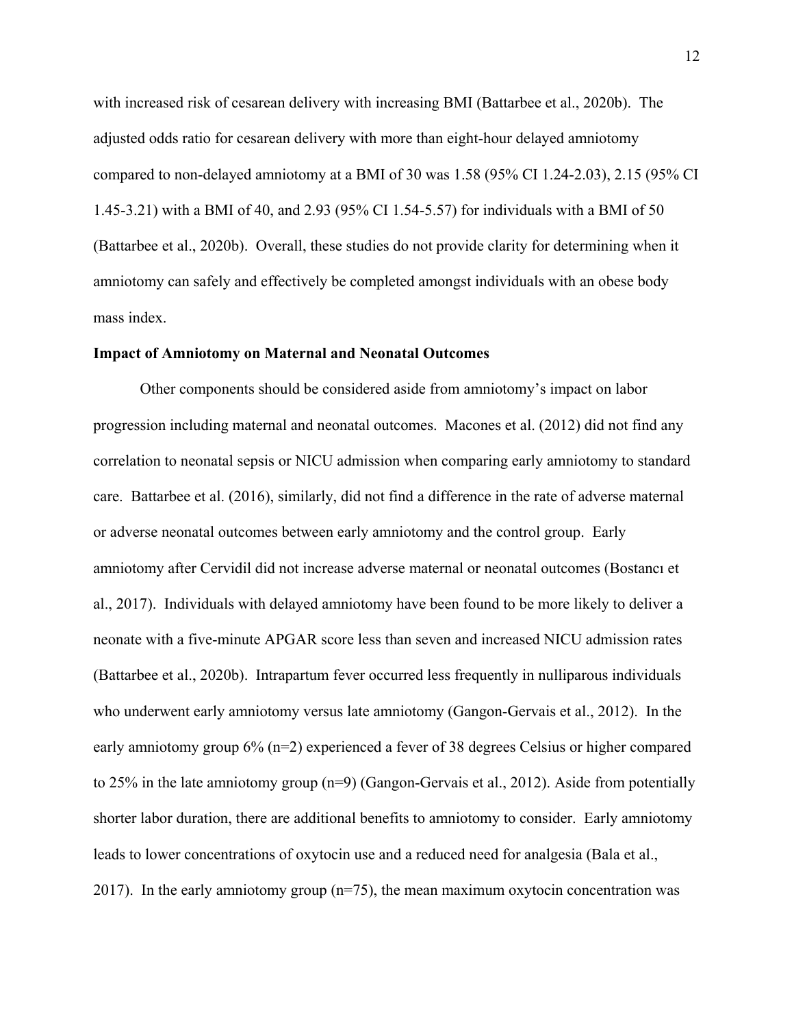with increased risk of cesarean delivery with increasing BMI (Battarbee et al., 2020b). The adjusted odds ratio for cesarean delivery with more than eight-hour delayed amniotomy compared to non-delayed amniotomy at a BMI of 30 was 1.58 (95% CI 1.24-2.03), 2.15 (95% CI 1.45-3.21) with a BMI of 40, and 2.93 (95% CI 1.54-5.57) for individuals with a BMI of 50 (Battarbee et al., 2020b). Overall, these studies do not provide clarity for determining when it amniotomy can safely and effectively be completed amongst individuals with an obese body mass index.

**Impact of Amniotomy on Maternal and Neonatal Outcomes**

Other components should be considered aside from amniotomy's impact on labor progression including maternal and neonatal outcomes. Macones et al. (2012) did not find any correlation to neonatal sepsis or NICU admission when comparing early amniotomy to standard care. Battarbee et al. (2016), similarly, did not find a difference in the rate of adverse maternal or adverse neonatal outcomes between early amniotomy and the control group. Early amniotomy after Cervidil did not increase adverse maternal or neonatal outcomes (Bostancı et al., 2017). Individuals with delayed amniotomy have been found to be more likely to deliver a neonate with a five-minute APGAR score less than seven and increased NICU admission rates (Battarbee et al., 2020b). Intrapartum fever occurred less frequently in nulliparous individuals who underwent early amniotomy versus late amniotomy (Gangon-Gervais et al., 2012). In the early amniotomy group 6% (n=2) experienced a fever of 38 degrees Celsius or higher compared to 25% in the late amniotomy group (n=9) (Gangon-Gervais et al., 2012). Aside from potentially shorter labor duration, there are additional benefits to amniotomy to consider. Early amniotomy leads to lower concentrations of oxytocin use and a reduced need for analgesia (Bala et al., 2017). In the early amniotomy group (n=75), the mean maximum oxytocin concentration was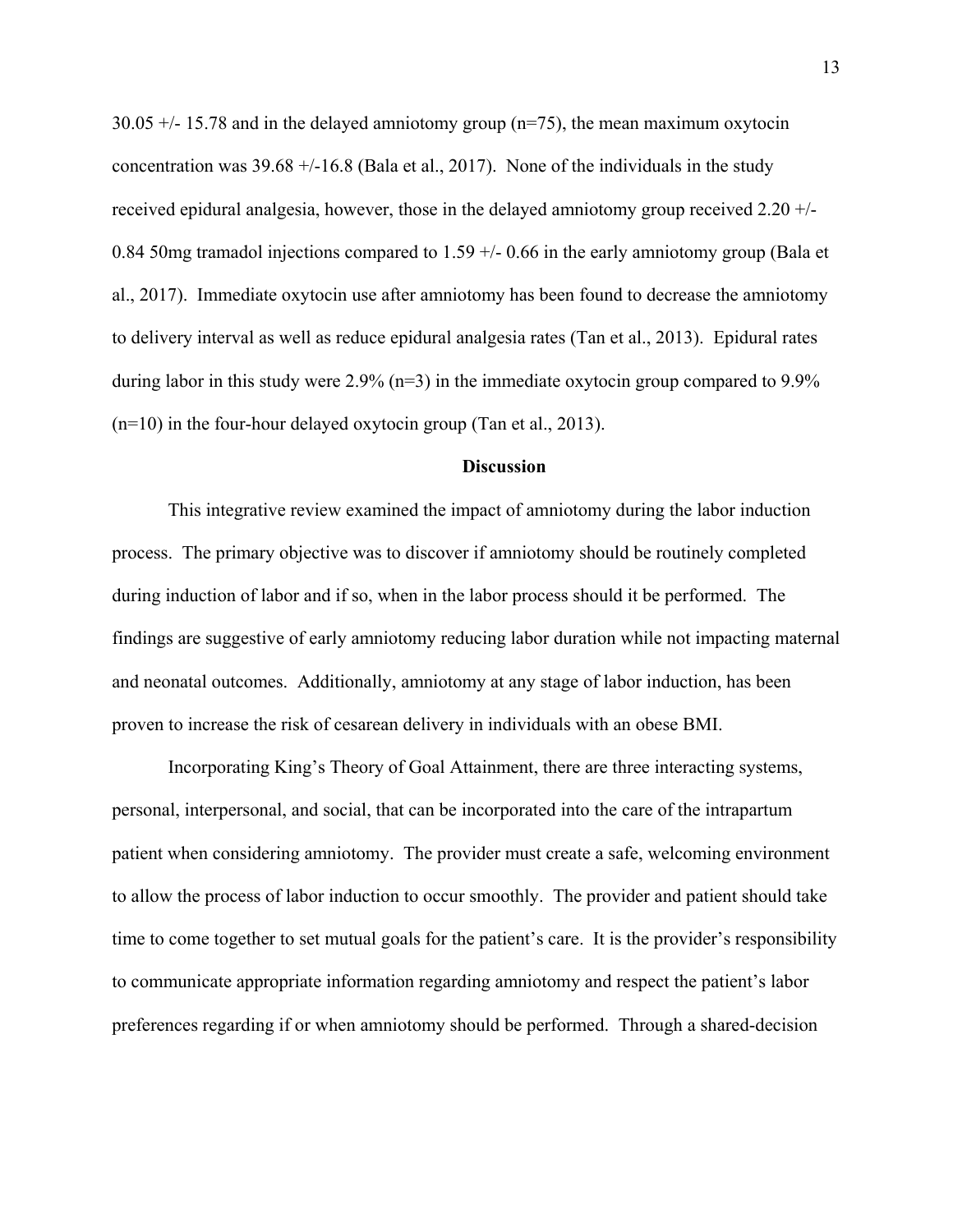30.05 +/- 15.78 and in the delayed amniotomy group (n=75), the mean maximum oxytocin concentration was 39.68 +/-16.8 (Bala et al., 2017). None of the individuals in the study received epidural analgesia, however, those in the delayed amniotomy group received 2.20 +/- 0.84 50mg tramadol injections compared to 1.59 +/- 0.66 in the early amniotomy group (Bala et al., 2017). Immediate oxytocin use after amniotomy has been found to decrease the amniotomy to delivery interval as well as reduce epidural analgesia rates (Tan et al., 2013). Epidural rates during labor in this study were 2.9% (n=3) in the immediate oxytocin group compared to 9.9% (n=10) in the four-hour delayed oxytocin group (Tan et al., 2013).

## Discussion

This integrative review examined the impact of amniotomy during the labor induction process. The primary objective was to discover if amniotomy should be routinely completed during induction of labor and if so, when in the labor process should it be performed. The findings are suggestive of early amniotomy reducing labor duration while not impacting maternal and neonatal outcomes. Additionally, amniotomy at any stage of labor induction, has been proven to increase the risk of cesarean delivery in individuals with an obese BMI.

Incorporating King's Theory of Goal Attainment, there are three interacting systems, personal, interpersonal, and social, that can be incorporated into the care of the intrapartum patient when considering amniotomy. The provider must create a safe, welcoming environment to allow the process of labor induction to occur smoothly. The provider and patient should take time to come together to set mutual goals for the patient's care. It is the provider's responsibility to communicate appropriate information regarding amniotomy and respect the patient's labor preferences regarding if or when amniotomy should be performed. Through a shared-decision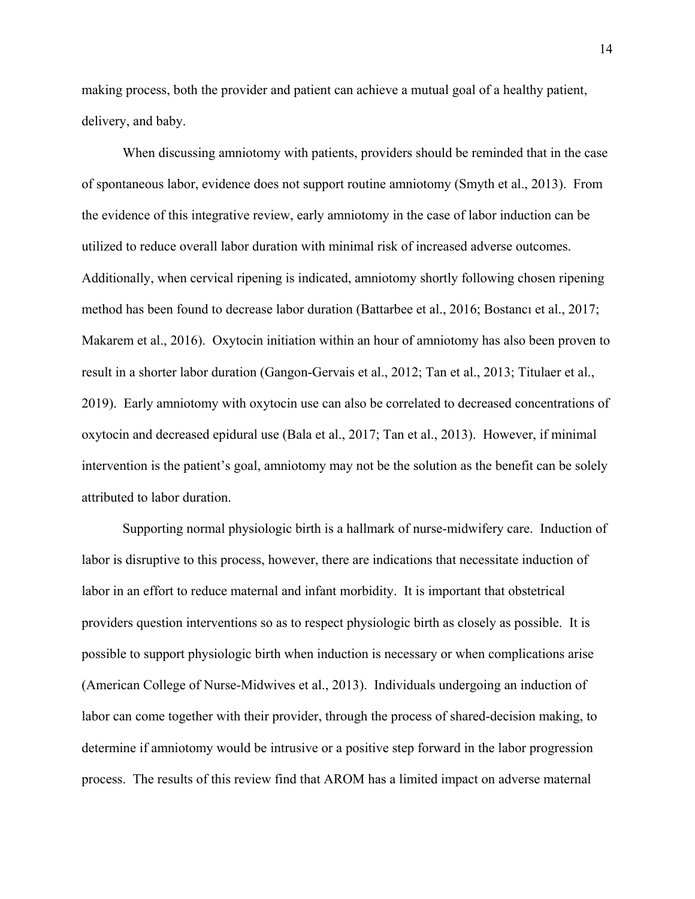making process, both the provider and patient can achieve a mutual goal of a healthy patient, delivery, and baby.

When discussing amniotomy with patients, providers should be reminded that in the case of spontaneous labor, evidence does not support routine amniotomy (Smyth et al., 2013). From the evidence of this integrative review, early amniotomy in the case of labor induction can be utilized to reduce overall labor duration with minimal risk of increased adverse outcomes. Additionally, when cervical ripening is indicated, amniotomy shortly following chosen ripening method has been found to decrease labor duration (Battarbee et al., 2016; Bostancı et al., 2017; Makarem et al., 2016). Oxytocin initiation within an hour of amniotomy has also been proven to result in a shorter labor duration (Gangon-Gervais et al., 2012; Tan et al., 2013; Titulaer et al., 2019). Early amniotomy with oxytocin use can also be correlated to decreased concentrations of oxytocin and decreased epidural use (Bala et al., 2017; Tan et al., 2013). However, if minimal intervention is the patient's goal, amniotomy may not be the solution as the benefit can be solely attributed to labor duration.

Supporting normal physiologic birth is a hallmark of nurse-midwifery care. Induction of labor is disruptive to this process, however, there are indications that necessitate induction of labor in an effort to reduce maternal and infant morbidity. It is important that obstetrical providers question interventions so as to respect physiologic birth as closely as possible. It is possible to support physiologic birth when induction is necessary or when complications arise (American College of Nurse-Midwives et al., 2013). Individuals undergoing an induction of labor can come together with their provider, through the process of shared-decision making, to determine if amniotomy would be intrusive or a positive step forward in the labor progression process. The results of this review find that AROM has a limited impact on adverse maternal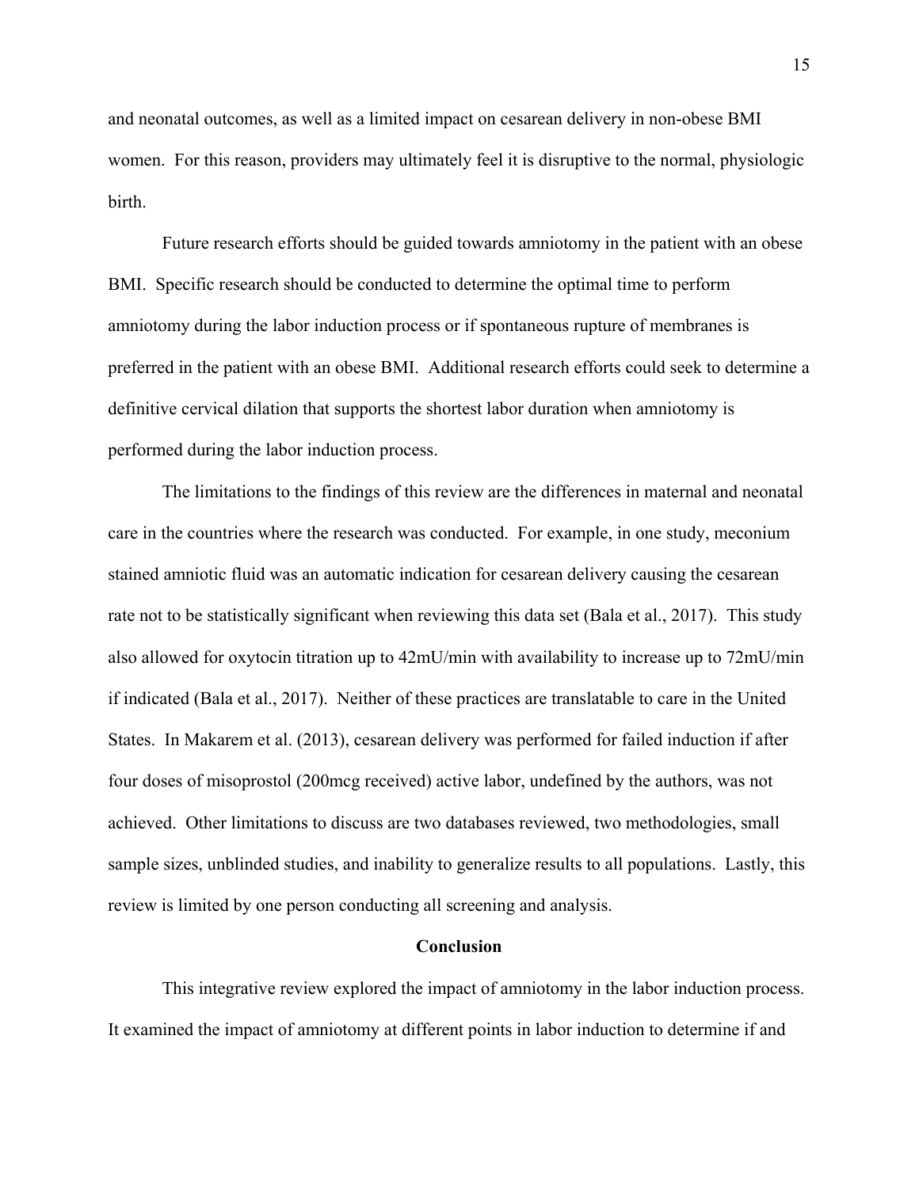and neonatal outcomes, as well as a limited impact on cesarean delivery in non-obese BMI women. For this reason, providers may ultimately feel it is disruptive to the normal, physiologic birth.

Future research efforts should be guided towards amniotomy in the patient with an obese BMI. Specific research should be conducted to determine the optimal time to perform amniotomy during the labor induction process or if spontaneous rupture of membranes is preferred in the patient with an obese BMI. Additional research efforts could seek to determine a definitive cervical dilation that supports the shortest labor duration when amniotomy is performed during the labor induction process.

The limitations to the findings of this review are the differences in maternal and neonatal care in the countries where the research was conducted. For example, in one study, meconium stained amniotic fluid was an automatic indication for cesarean delivery causing the cesarean rate not to be statistically significant when reviewing this data set (Bala et al., 2017). This study also allowed for oxytocin titration up to 42mU/min with availability to increase up to 72mU/min if indicated (Bala et al., 2017). Neither of these practices are translatable to care in the United States. In Makarem et al. (2013), cesarean delivery was performed for failed induction if after four doses of misoprostol (200mcg received) active labor, undefined by the authors, was not achieved. Other limitations to discuss are two databases reviewed, two methodologies, small sample sizes, unblinded studies, and inability to generalize results to all populations. Lastly, this review is limited by one person conducting all screening and analysis.

## Conclusion

This integrative review explored the impact of amniotomy in the labor induction process. It examined the impact of amniotomy at different points in labor induction to determine if and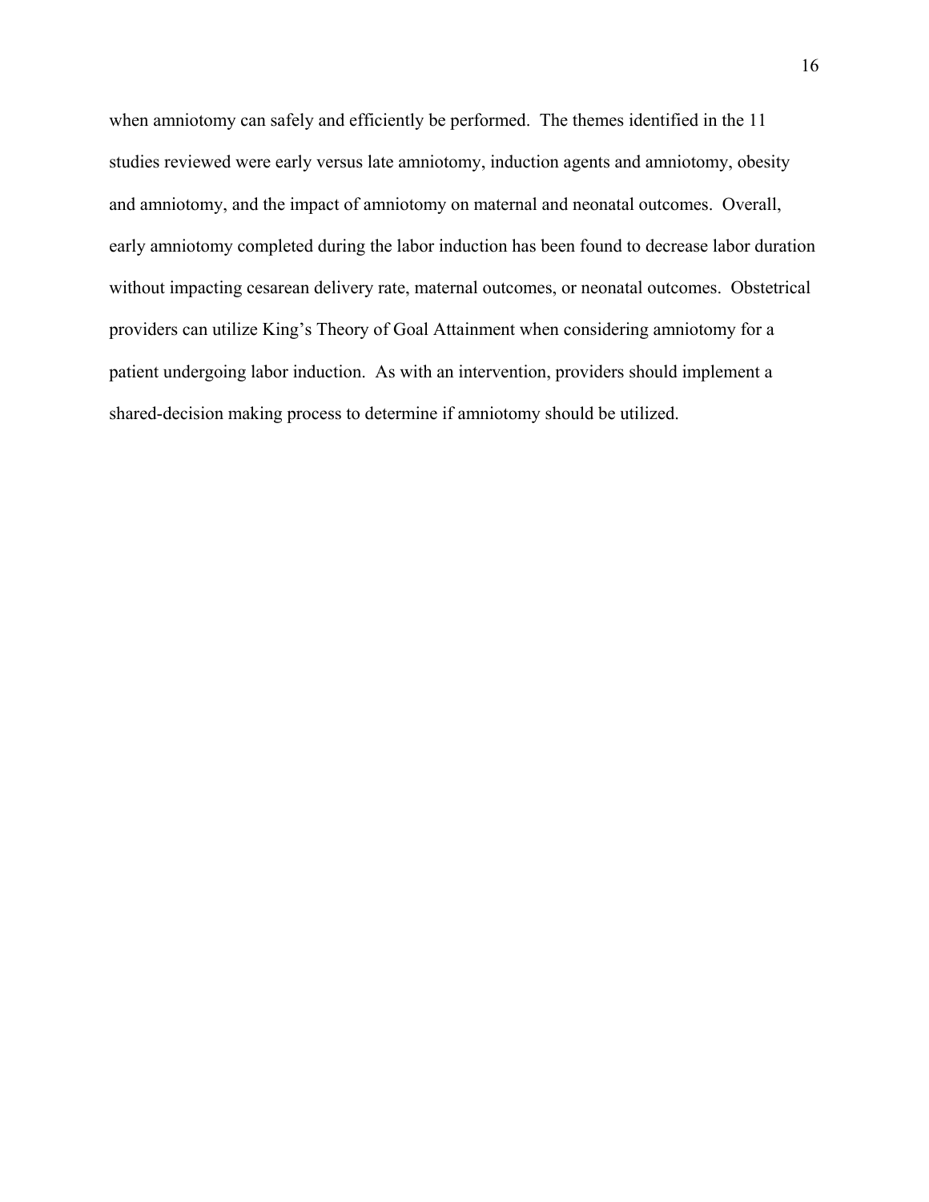when amniotomy can safely and efficiently be performed. The themes identified in the 11 studies reviewed were early versus late amniotomy, induction agents and amniotomy, obesity and amniotomy, and the impact of amniotomy on maternal and neonatal outcomes. Overall, early amniotomy completed during the labor induction has been found to decrease labor duration without impacting cesarean delivery rate, maternal outcomes, or neonatal outcomes. Obstetrical providers can utilize King's Theory of Goal Attainment when considering amniotomy for a patient undergoing labor induction. As with an intervention, providers should implement a shared-decision making process to determine if amniotomy should be utilized.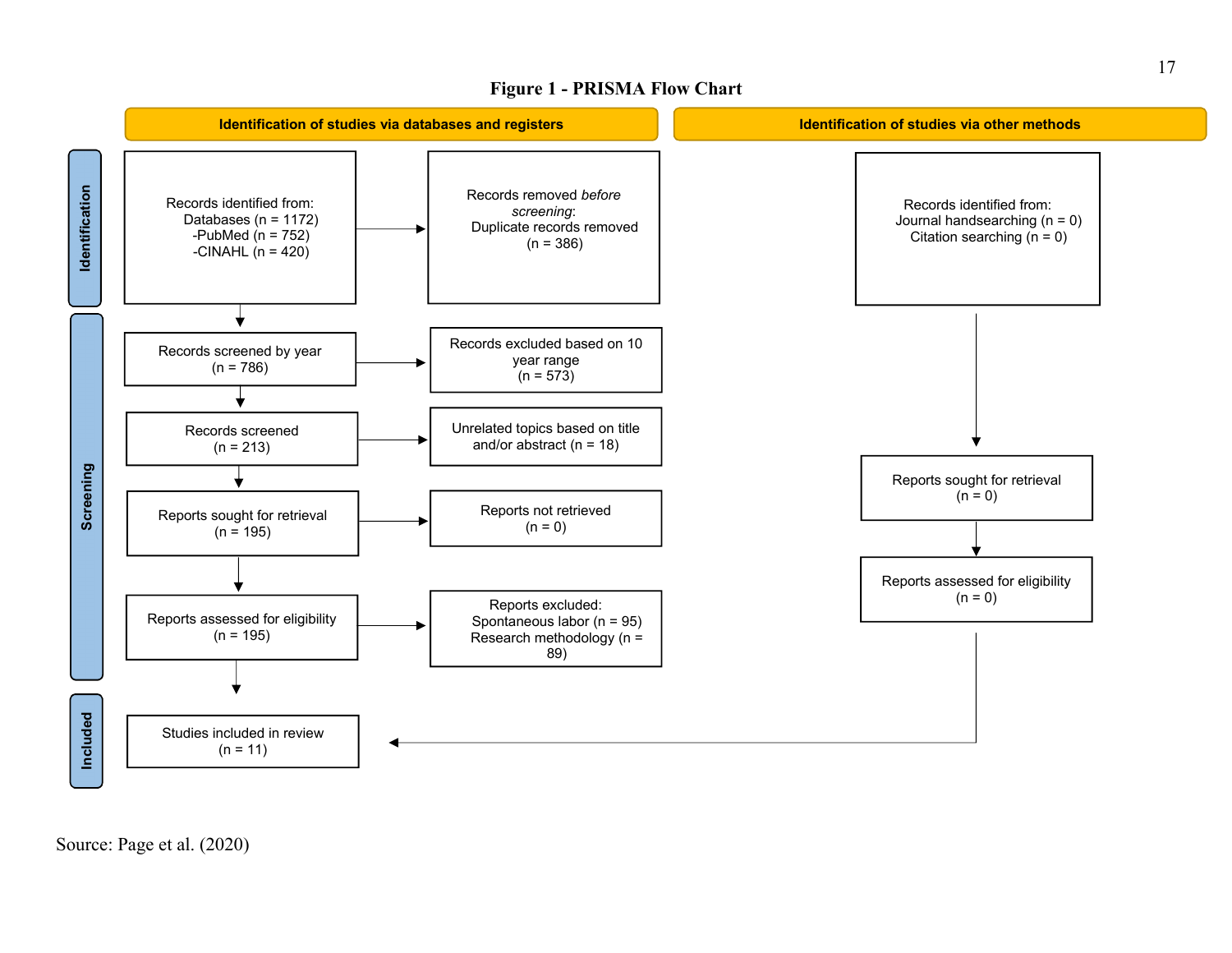**Figure 1 - PRISMA Flow Chart**

**Identification of studies via databases and registers**

**Identification of studies via other methods**

**Identification**

Records identified from:
Databases (n = 1172)
-PubMed (n = 752)
-CINAHL (n = 420)

Records removed *before screening*:
Duplicate records removed
(n = 386)

Records identified from:
Journal handsearching (n = 0)
Citation searching (n = 0)

**Screening**

Records screened by year
(n = 786)

Records excluded based on 10 year range
(n = 573)

Records screened
(n = 213)

Unrelated topics based on title and/or abstract (n = 18)

Reports sought for retrieval
(n = 195)

Reports not retrieved
(n = 0)

Reports sought for retrieval
(n = 0)

Reports assessed for eligibility
(n = 195)

Reports excluded:
Spontaneous labor (n = 95)
Research methodology (n = 89)

Reports assessed for eligibility
(n = 0)

**Included**

Studies included in review
(n = 11)

Source: Page et al. (2020)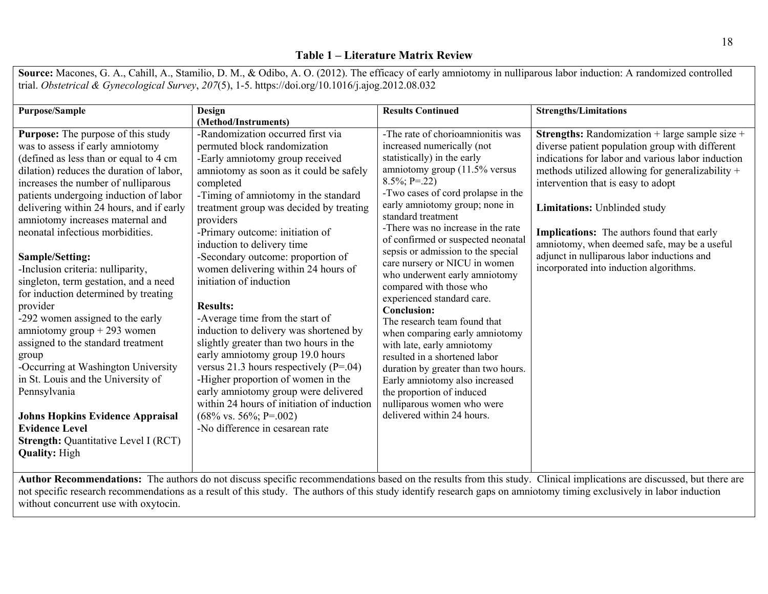## Table 1 – Literature Matrix Review

**Source:** Macones, G. A., Cahill, A., Stamilio, D. M., & Odibo, A. O. (2012). The efficacy of early amniotomy in nulliparous labor induction: A randomized controlled trial. *Obstetrical & Gynecological Survey*, *207*(5), 1-5. https://doi.org/10.1016/j.ajog.2012.08.032

| Purpose/Sample | Design (Method/Instruments) | Results Continued | Strengths/Limitations |
|---|---|---|---|
| **Purpose:** The purpose of this study was to assess if early amniotomy (defined as less than or equal to 4 cm dilation) reduces the duration of labor, increases the number of nulliparous patients undergoing induction of labor delivering within 24 hours, and if early amniotomy increases maternal and neonatal infectious morbidities.<br><br>**Sample/Setting:**<br>-Inclusion criteria: nulliparity, singleton, term gestation, and a need for induction determined by treating provider<br>-292 women assigned to the early amniotomy group + 293 women assigned to the standard treatment group<br>-Occurring at Washington University in St. Louis and the University of Pennsylvania<br><br>**Johns Hopkins Evidence Appraisal Evidence Level**<br>**Strength:** Quantitative Level I (RCT)<br>**Quality:** High | -Randomization occurred first via permuted block randomization<br>-Early amniotomy group received amniotomy as soon as it could be safely completed<br>-Timing of amniotomy in the standard treatment group was decided by treating providers<br>-Primary outcome: initiation of induction to delivery time<br>-Secondary outcome: proportion of women delivering within 24 hours of initiation of induction<br><br>**Results:**<br>-Average time from the start of induction to delivery was shortened by slightly greater than two hours in the early amniotomy group 19.0 hours versus 21.3 hours respectively (P=.04)<br>-Higher proportion of women in the early amniotomy group were delivered within 24 hours of initiation of induction (68% vs. 56%; P=.002)<br>-No difference in cesarean rate | -The rate of chorioamnionitis was increased numerically (not statistically) in the early amniotomy group (11.5% versus 8.5%; P=.22)<br>-Two cases of cord prolapse in the early amniotomy group; none in standard treatment<br>-There was no increase in the rate of confirmed or suspected neonatal sepsis or admission to the special care nursery or NICU in women who underwent early amniotomy compared with those who experienced standard care.<br>**Conclusion:**<br>The research team found that when comparing early amniotomy with late, early amniotomy resulted in a shortened labor duration by greater than two hours. Early amniotomy also increased the proportion of induced nulliparous women who were delivered within 24 hours. | **Strengths:** Randomization + large sample size + diverse patient population group with different indications for labor and various labor induction methods utilized allowing for generalizability + intervention that is easy to adopt<br><br>**Limitations:** Unblinded study<br><br>**Implications:** The authors found that early amniotomy, when deemed safe, may be a useful adjunct in nulliparous labor inductions and incorporated into induction algorithms. |

**Author Recommendations:** The authors do not discuss specific recommendations based on the results from this study. Clinical implications are discussed, but there are not specific research recommendations as a result of this study. The authors of this study identify research gaps on amniotomy timing exclusively in labor induction without concurrent use with oxytocin.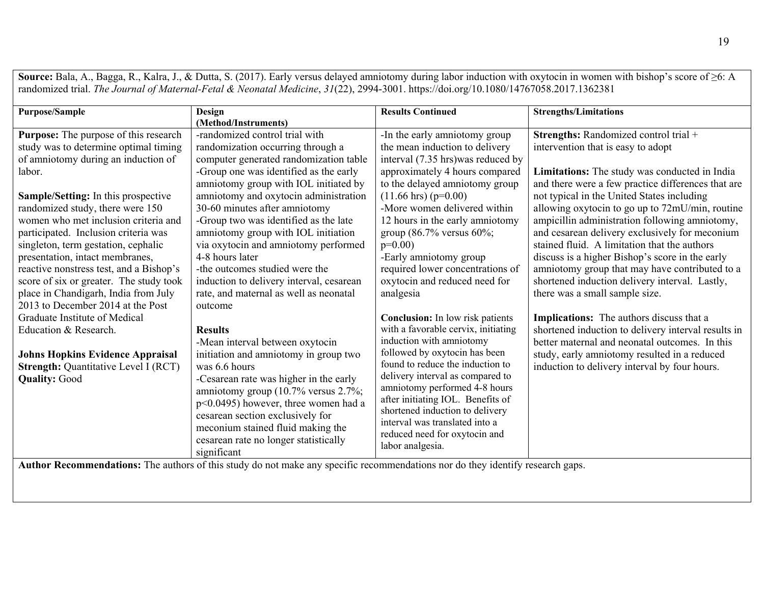**Source:** Bala, A., Bagga, R., Kalra, J., & Dutta, S. (2017). Early versus delayed amniotomy during labor induction with oxytocin in women with bishop's score of ≥6: A randomized trial. *The Journal of Maternal-Fetal & Neonatal Medicine*, *31*(22), 2994-3001. https://doi.org/10.1080/14767058.2017.1362381

| Purpose/Sample | Design (Method/Instruments) | Results Continued | Strengths/Limitations |
|---|---|---|---|
| **Purpose:** The purpose of this research study was to determine optimal timing of amniotomy during an induction of labor.<br><br>**Sample/Setting:** In this prospective randomized study, there were 150 women who met inclusion criteria and participated. Inclusion criteria was singleton, term gestation, cephalic presentation, intact membranes, reactive nonstress test, and a Bishop's score of six or greater. The study took place in Chandigarh, India from July 2013 to December 2014 at the Post Graduate Institute of Medical Education & Research.<br><br>**Johns Hopkins Evidence Appraisal Strength:** Quantitative Level I (RCT)<br>**Quality:** Good | -randomized control trial with randomization occurring through a computer generated randomization table<br>-Group one was identified as the early amniotomy group with IOL initiated by amniotomy and oxytocin administration 30-60 minutes after amniotomy<br>-Group two was identified as the late amniotomy group with IOL initiation via oxytocin and amniotomy performed 4-8 hours later<br>-the outcomes studied were the induction to delivery interval, cesarean rate, and maternal as well as neonatal outcome<br><br>**Results**<br>-Mean interval between oxytocin initiation and amniotomy in group two was 6.6 hours<br>-Cesarean rate was higher in the early amniotomy group (10.7% versus 2.7%; p<0.0495) however, three women had a cesarean section exclusively for meconium stained fluid making the cesarean rate no longer statistically significant | -In the early amniotomy group the mean induction to delivery interval (7.35 hrs)was reduced by approximately 4 hours compared to the delayed amniotomy group (11.66 hrs) (p=0.00)<br>-More women delivered within 12 hours in the early amniotomy group (86.7% versus 60%; p=0.00)<br>-Early amniotomy group required lower concentrations of oxytocin and reduced need for analgesia<br><br>**Conclusion:** In low risk patients with a favorable cervix, initiating induction with amniotomy followed by oxytocin has been found to reduce the induction to delivery interval as compared to amniotomy performed 4-8 hours after initiating IOL. Benefits of shortened induction to delivery interval was translated into a reduced need for oxytocin and labor analgesia. | **Strengths:** Randomized control trial + intervention that is easy to adopt<br><br>**Limitations:** The study was conducted in India and there were a few practice differences that are not typical in the United States including allowing oxytocin to go up to 72mU/min, routine ampicillin administration following amniotomy, and cesarean delivery exclusively for meconium stained fluid. A limitation that the authors discuss is a higher Bishop's score in the early amniotomy group that may have contributed to a shortened induction delivery interval. Lastly, there was a small sample size.<br><br>**Implications:** The authors discuss that a shortened induction to delivery interval results in better maternal and neonatal outcomes. In this study, early amniotomy resulted in a reduced induction to delivery interval by four hours. |

**Author Recommendations:** The authors of this study do not make any specific recommendations nor do they identify research gaps.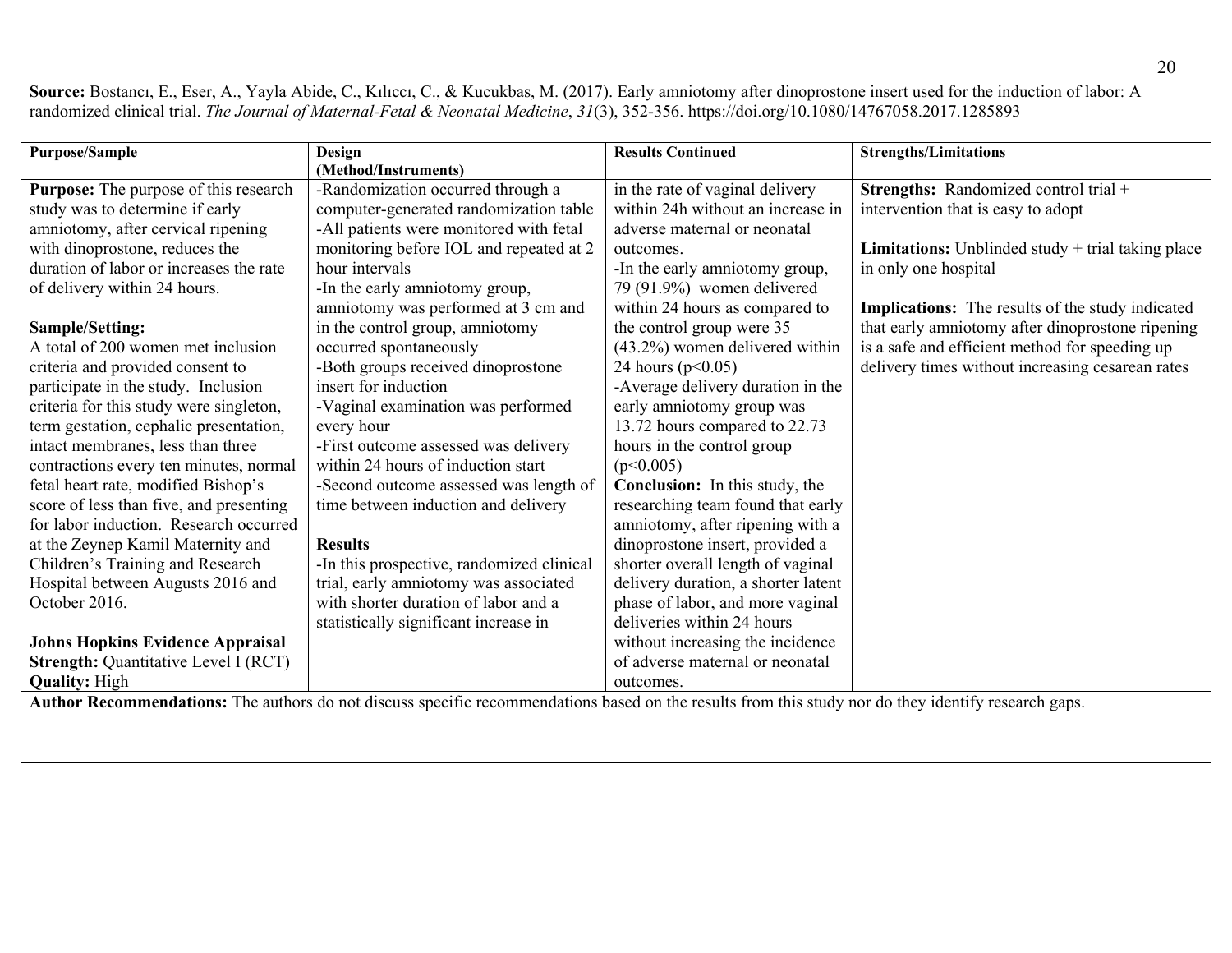**Source:** Bostancı, E., Eser, A., Yayla Abide, C., Kılıccı, C., & Kucukbas, M. (2017). Early amniotomy after dinoprostone insert used for the induction of labor: A randomized clinical trial. *The Journal of Maternal-Fetal & Neonatal Medicine*, *31*(3), 352-356. https://doi.org/10.1080/14767058.2017.1285893

| Purpose/Sample | Design (Method/Instruments) | Results Continued | Strengths/Limitations |
|---|---|---|---|
| **Purpose:** The purpose of this research study was to determine if early amniotomy, after cervical ripening with dinoprostone, reduces the duration of labor or increases the rate of delivery within 24 hours.<br><br>**Sample/Setting:**<br>A total of 200 women met inclusion criteria and provided consent to participate in the study. Inclusion criteria for this study were singleton, term gestation, cephalic presentation, intact membranes, less than three contractions every ten minutes, normal fetal heart rate, modified Bishop's score of less than five, and presenting for labor induction. Research occurred at the Zeynep Kamil Maternity and Children's Training and Research Hospital between Augusts 2016 and October 2016.<br><br>**Johns Hopkins Evidence Appraisal Strength:** Quantitative Level I (RCT)<br>**Quality:** High | -Randomization occurred through a computer-generated randomization table<br>-All patients were monitored with fetal monitoring before IOL and repeated at 2 hour intervals<br>-In the early amniotomy group, amniotomy was performed at 3 cm and in the control group, amniotomy occurred spontaneously<br>-Both groups received dinoprostone insert for induction<br>-Vaginal examination was performed every hour<br>-First outcome assessed was delivery within 24 hours of induction start<br>-Second outcome assessed was length of time between induction and delivery<br><br>**Results**<br>-In this prospective, randomized clinical trial, early amniotomy was associated with shorter duration of labor and a statistically significant increase in | in the rate of vaginal delivery within 24h without an increase in adverse maternal or neonatal outcomes.<br>-In the early amniotomy group, 79 (91.9%) women delivered within 24 hours as compared to the control group were 35 (43.2%) women delivered within 24 hours ($p<0.05$)<br>-Average delivery duration in the early amniotomy group was 13.72 hours compared to 22.73 hours in the control group ($p<0.005$)<br>**Conclusion:** In this study, the researching team found that early amniotomy, after ripening with a dinoprostone insert, provided a shorter overall length of vaginal delivery duration, a shorter latent phase of labor, and more vaginal deliveries within 24 hours without increasing the incidence of adverse maternal or neonatal outcomes. | **Strengths:** Randomized control trial + intervention that is easy to adopt<br><br>**Limitations:** Unblinded study + trial taking place in only one hospital<br><br>**Implications:** The results of the study indicated that early amniotomy after dinoprostone ripening is a safe and efficient method for speeding up delivery times without increasing cesarean rates |

**Author Recommendations:** The authors do not discuss specific recommendations based on the results from this study nor do they identify research gaps.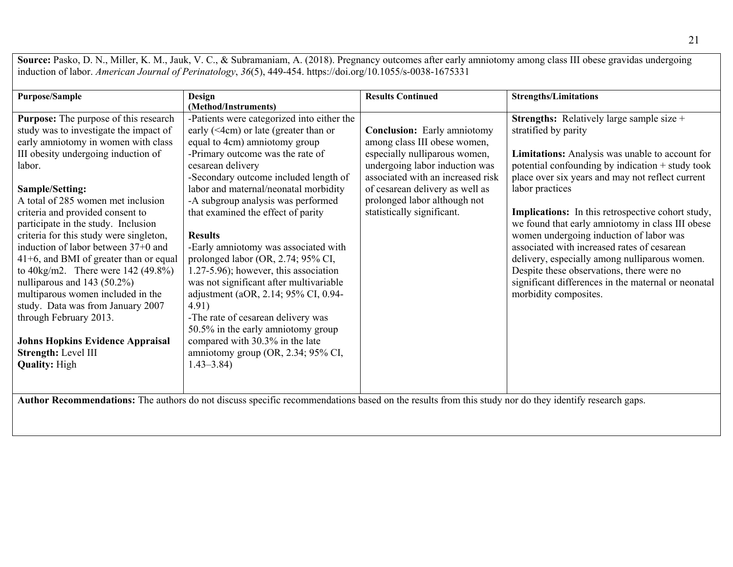**Source:** Pasko, D. N., Miller, K. M., Jauk, V. C., & Subramaniam, A. (2018). Pregnancy outcomes after early amniotomy among class III obese gravidas undergoing induction of labor. *American Journal of Perinatology*, *36*(5), 449-454. https://doi.org/10.1055/s-0038-1675331

| Purpose/Sample | Design (Method/Instruments) | Results Continued | Strengths/Limitations |
| --- | --- | --- | --- |
| **Purpose:** The purpose of this research study was to investigate the impact of early amniotomy in women with class III obesity undergoing induction of labor.<br><br>**Sample/Setting:**<br>A total of 285 women met inclusion criteria and provided consent to participate in the study. Inclusion criteria for this study were singleton, induction of labor between 37+0 and 41+6, and BMI of greater than or equal to 40kg/m2. There were 142 (49.8%) nulliparous and 143 (50.2%) multiparous women included in the study. Data was from January 2007 through February 2013.<br><br>**Johns Hopkins Evidence Appraisal**<br>**Strength:** Level III<br>**Quality:** High | -Patients were categorized into either the early (<4cm) or late (greater than or equal to 4cm) amniotomy group<br>-Primary outcome was the rate of cesarean delivery<br>-Secondary outcome included length of labor and maternal/neonatal morbidity<br>-A subgroup analysis was performed that examined the effect of parity<br><br>**Results**<br>-Early amniotomy was associated with prolonged labor (OR, 2.74; 95% CI, 1.27-5.96); however, this association was not significant after multivariable adjustment (aOR, 2.14; 95% CI, 0.94-4.91)<br>-The rate of cesarean delivery was 50.5% in the early amniotomy group compared with 30.3% in the late amniotomy group (OR, 2.34; 95% CI, 1.43–3.84) | **Conclusion:** Early amniotomy among class III obese women, especially nulliparous women, undergoing labor induction was associated with an increased risk of cesarean delivery as well as prolonged labor although not statistically significant. | **Strengths:** Relatively large sample size + stratified by parity<br><br>**Limitations:** Analysis was unable to account for potential confounding by indication + study took place over six years and may not reflect current labor practices<br><br>**Implications:** In this retrospective cohort study, we found that early amniotomy in class III obese women undergoing induction of labor was associated with increased rates of cesarean delivery, especially among nulliparous women. Despite these observations, there were no significant differences in the maternal or neonatal morbidity composites. |

**Author Recommendations:** The authors do not discuss specific recommendations based on the results from this study nor do they identify research gaps.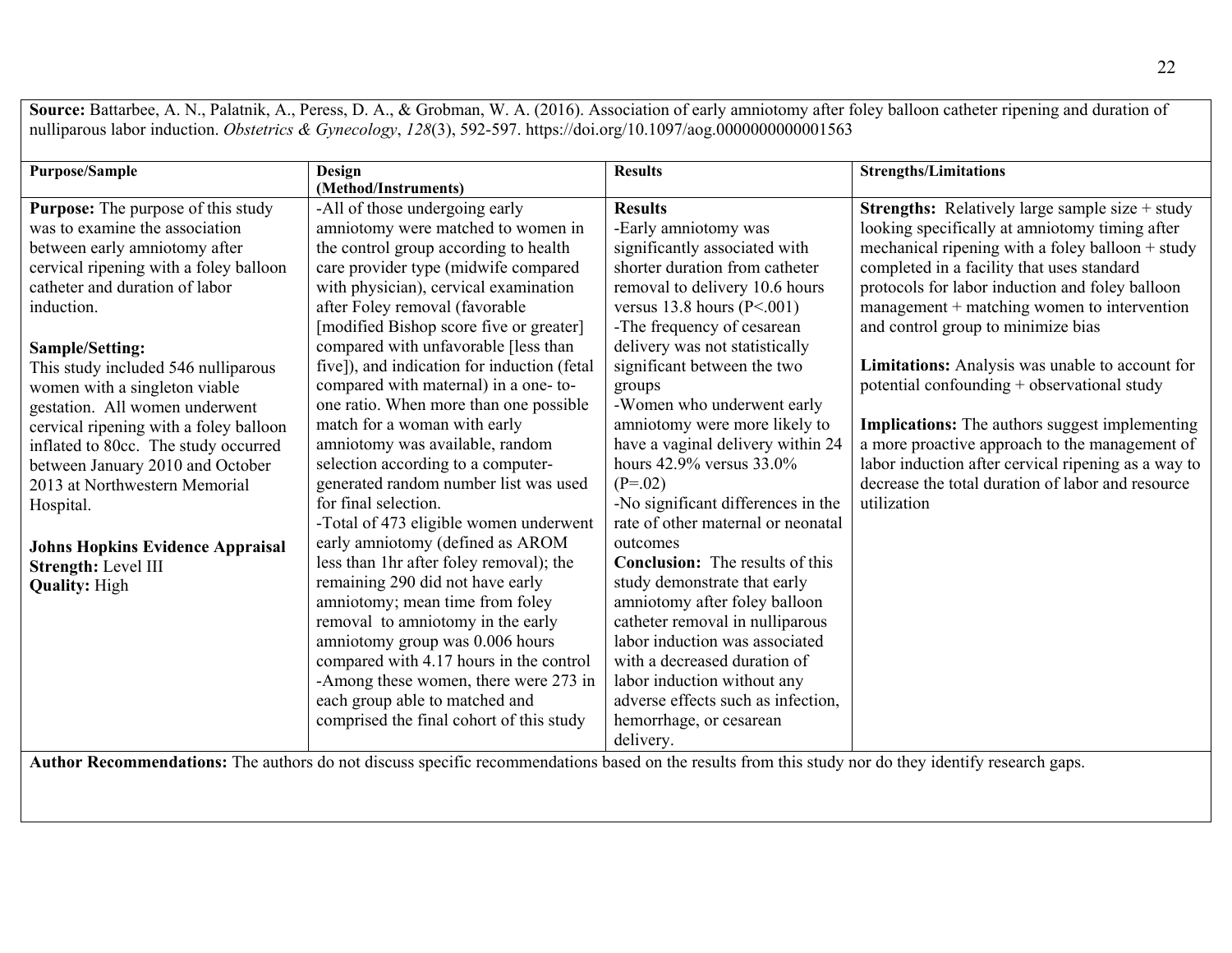**Source:** Battarbee, A. N., Palatnik, A., Peress, D. A., & Grobman, W. A. (2016). Association of early amniotomy after foley balloon catheter ripening and duration of nulliparous labor induction. *Obstetrics & Gynecology*, *128*(3), 592-597. https://doi.org/10.1097/aog.0000000000001563

| Purpose/Sample | Design (Method/Instruments) | Results | Strengths/Limitations |
|---|---|---|---|
| **Purpose:** The purpose of this study was to examine the association between early amniotomy after cervical ripening with a foley balloon catheter and duration of labor induction.<br><br>**Sample/Setting:**<br>This study included 546 nulliparous women with a singleton viable gestation. All women underwent cervical ripening with a foley balloon inflated to 80cc. The study occurred between January 2010 and October 2013 at Northwestern Memorial Hospital.<br><br>**Johns Hopkins Evidence Appraisal**<br>**Strength:** Level III<br>**Quality:** High | -All of those undergoing early amniotomy were matched to women in the control group according to health care provider type (midwife compared with physician), cervical examination after Foley removal (favorable [modified Bishop score five or greater] compared with unfavorable [less than five]), and indication for induction (fetal compared with maternal) in a one- to-one ratio. When more than one possible match for a woman with early amniotomy was available, random selection according to a computer-generated random number list was used for final selection.<br>-Total of 473 eligible women underwent early amniotomy (defined as AROM less than 1hr after foley removal); the remaining 290 did not have early amniotomy; mean time from foley removal to amniotomy in the early amniotomy group was 0.006 hours compared with 4.17 hours in the control<br>-Among these women, there were 273 in each group able to matched and comprised the final cohort of this study | **Results**<br>-Early amniotomy was significantly associated with shorter duration from catheter removal to delivery 10.6 hours versus 13.8 hours (P<.001)<br>-The frequency of cesarean delivery was not statistically significant between the two groups<br>-Women who underwent early amniotomy were more likely to have a vaginal delivery within 24 hours 42.9% versus 33.0% (P=.02)<br>-No significant differences in the rate of other maternal or neonatal outcomes<br>**Conclusion:** The results of this study demonstrate that early amniotomy after foley balloon catheter removal in nulliparous labor induction was associated with a decreased duration of labor induction without any adverse effects such as infection, hemorrhage, or cesarean delivery. | **Strengths:** Relatively large sample size + study looking specifically at amniotomy timing after mechanical ripening with a foley balloon + study completed in a facility that uses standard protocols for labor induction and foley balloon management + matching women to intervention and control group to minimize bias<br><br>**Limitations:** Analysis was unable to account for potential confounding + observational study<br><br>**Implications:** The authors suggest implementing a more proactive approach to the management of labor induction after cervical ripening as a way to decrease the total duration of labor and resource utilization |

**Author Recommendations:** The authors do not discuss specific recommendations based on the results from this study nor do they identify research gaps.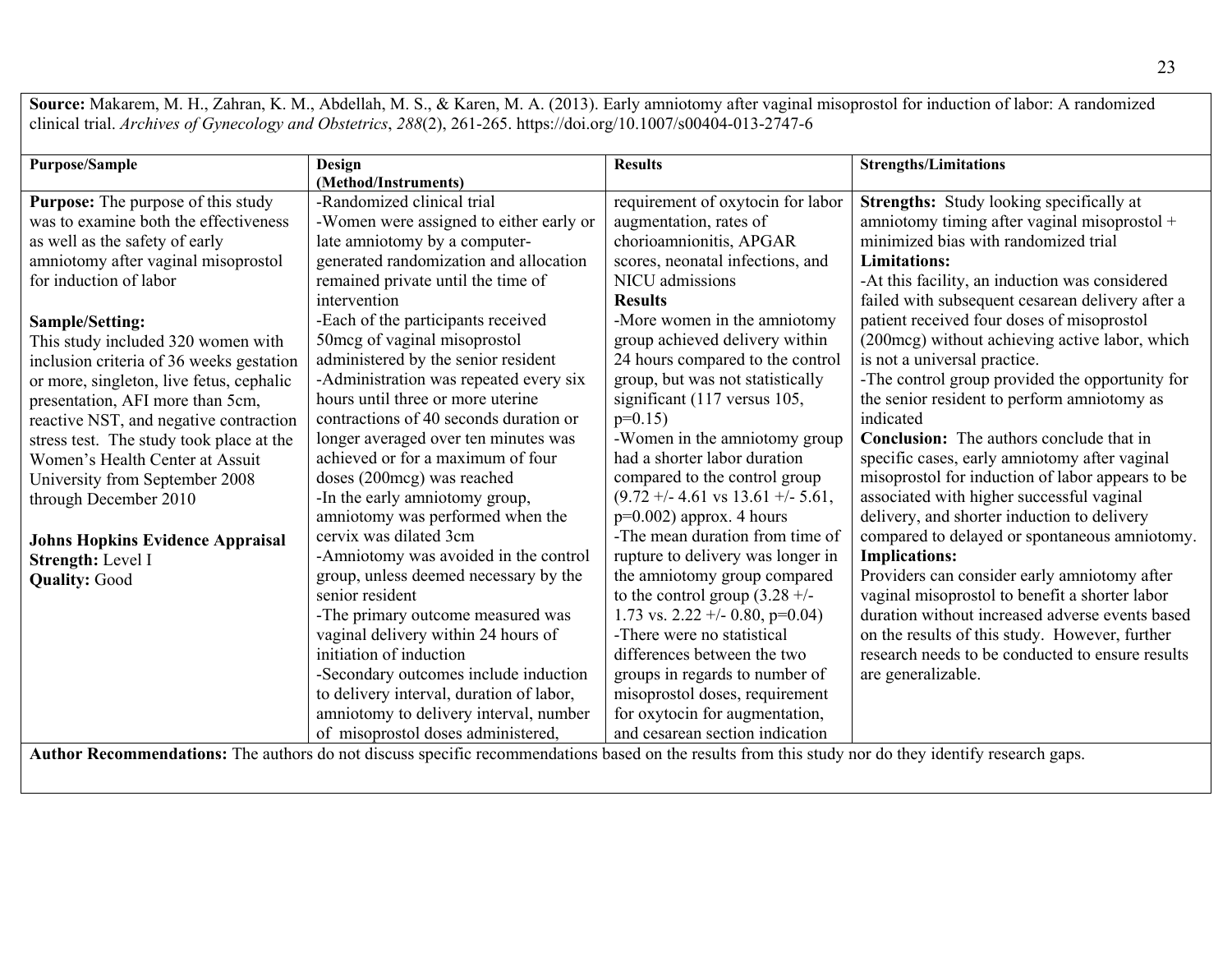**Source:** Makarem, M. H., Zahran, K. M., Abdellah, M. S., & Karen, M. A. (2013). Early amniotomy after vaginal misoprostol for induction of labor: A randomized clinical trial. *Archives of Gynecology and Obstetrics*, *288*(2), 261-265. https://doi.org/10.1007/s00404-013-2747-6

| Purpose/Sample | Design (Method/Instruments) | Results | Strengths/Limitations |
|---|---|---|---|
| **Purpose:** The purpose of this study was to examine both the effectiveness as well as the safety of early amniotomy after vaginal misoprostol for induction of labor<br><br>**Sample/Setting:**<br>This study included 320 women with inclusion criteria of 36 weeks gestation or more, singleton, live fetus, cephalic presentation, AFI more than 5cm, reactive NST, and negative contraction stress test. The study took place at the Women's Health Center at Assuit University from September 2008 through December 2010<br><br>**Johns Hopkins Evidence Appraisal**<br>**Strength:** Level I<br>**Quality:** Good | -Randomized clinical trial<br>-Women were assigned to either early or late amniotomy by a computer-generated randomization and allocation remained private until the time of intervention<br>-Each of the participants received 50mcg of vaginal misoprostol administered by the senior resident<br>-Administration was repeated every six hours until three or more uterine contractions of 40 seconds duration or longer averaged over ten minutes was achieved or for a maximum of four doses (200mcg) was reached<br>-In the early amniotomy group, amniotomy was performed when the cervix was dilated 3cm<br>-Amniotomy was avoided in the control group, unless deemed necessary by the senior resident<br>-The primary outcome measured was vaginal delivery within 24 hours of initiation of induction<br>-Secondary outcomes include induction to delivery interval, duration of labor, amniotomy to delivery interval, number of misoprostol doses administered, | requirement of oxytocin for labor augmentation, rates of chorioamnionitis, APGAR scores, neonatal infections, and NICU admissions<br>**Results**<br>-More women in the amniotomy group achieved delivery within 24 hours compared to the control group, but was not statistically significant (117 versus 105, p=0.15)<br>-Women in the amniotomy group had a shorter labor duration compared to the control group (9.72 +/- 4.61 vs 13.61 +/- 5.61, p=0.002) approx. 4 hours<br>-The mean duration from time of rupture to delivery was longer in the amniotomy group compared to the control group (3.28 +/- 1.73 vs. 2.22 +/- 0.80, p=0.04)<br>-There were no statistical differences between the two groups in regards to number of misoprostol doses, requirement for oxytocin for augmentation, and cesarean section indication | **Strengths:** Study looking specifically at amniotomy timing after vaginal misoprostol + minimized bias with randomized trial<br>**Limitations:**<br>-At this facility, an induction was considered failed with subsequent cesarean delivery after a patient received four doses of misoprostol (200mcg) without achieving active labor, which is not a universal practice.<br>-The control group provided the opportunity for the senior resident to perform amniotomy as indicated<br>**Conclusion:** The authors conclude that in specific cases, early amniotomy after vaginal misoprostol for induction of labor appears to be associated with higher successful vaginal delivery, and shorter induction to delivery compared to delayed or spontaneous amniotomy.<br>**Implications:**<br>Providers can consider early amniotomy after vaginal misoprostol to benefit a shorter labor duration without increased adverse events based on the results of this study. However, further research needs to be conducted to ensure results are generalizable. |

**Author Recommendations:** The authors do not discuss specific recommendations based on the results from this study nor do they identify research gaps.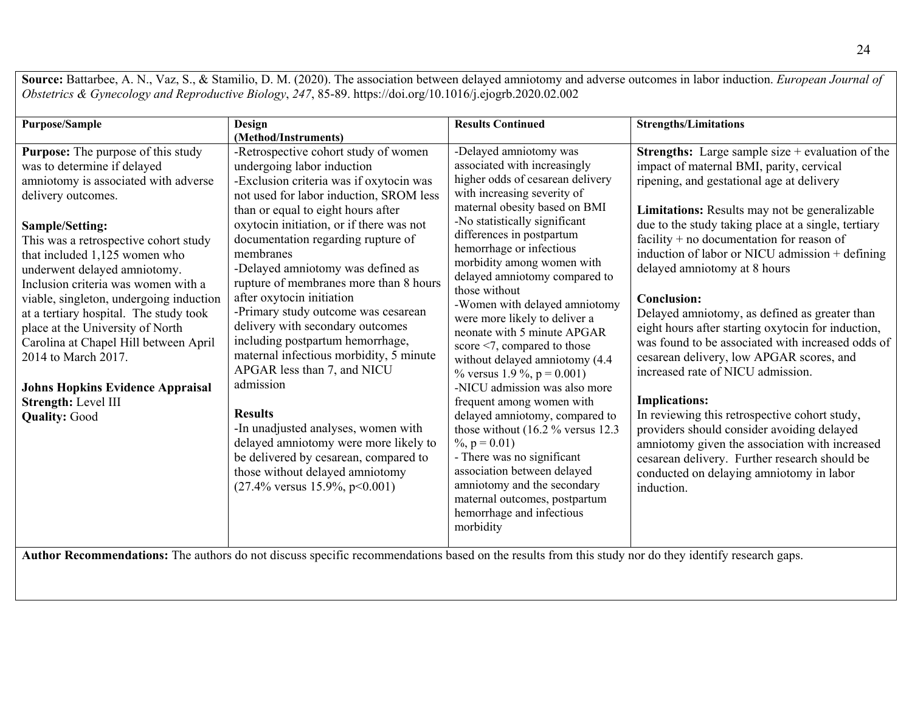**Source:** Battarbee, A. N., Vaz, S., & Stamilio, D. M. (2020). The association between delayed amniotomy and adverse outcomes in labor induction. *European Journal of Obstetrics & Gynecology and Reproductive Biology*, *247*, 85-89. https://doi.org/10.1016/j.ejogrb.2020.02.002

| Purpose/Sample | Design (Method/Instruments) | Results Continued | Strengths/Limitations |
|---|---|---|---|
| **Purpose:** The purpose of this study was to determine if delayed amniotomy is associated with adverse delivery outcomes.<br><br>**Sample/Setting:**<br>This was a retrospective cohort study that included 1,125 women who underwent delayed amniotomy. Inclusion criteria was women with a viable, singleton, undergoing induction at a tertiary hospital. The study took place at the University of North Carolina at Chapel Hill between April 2014 to March 2017.<br><br>**Johns Hopkins Evidence Appraisal**<br>**Strength:** Level III<br>**Quality:** Good | -Retrospective cohort study of women undergoing labor induction<br>-Exclusion criteria was if oxytocin was not used for labor induction, SROM less than or equal to eight hours after oxytocin initiation, or if there was not documentation regarding rupture of membranes<br>-Delayed amniotomy was defined as rupture of membranes more than 8 hours after oxytocin initiation<br>-Primary study outcome was cesarean delivery with secondary outcomes including postpartum hemorrhage, maternal infectious morbidity, 5 minute APGAR less than 7, and NICU admission<br><br>**Results**<br>-In unadjusted analyses, women with delayed amniotomy were more likely to be delivered by cesarean, compared to those without delayed amniotomy (27.4% versus 15.9%, $p<0.001$) | -Delayed amniotomy was associated with increasingly higher odds of cesarean delivery with increasing severity of maternal obesity based on BMI<br>-No statistically significant differences in postpartum hemorrhage or infectious morbidity among women with delayed amniotomy compared to those without<br>-Women with delayed amniotomy were more likely to deliver a neonate with 5 minute APGAR score <7, compared to those without delayed amniotomy (4.4 % versus 1.9 %, $p = 0.001$)<br>-NICU admission was also more frequent among women with delayed amniotomy, compared to those without (16.2 % versus 12.3 %, $p = 0.01$)<br>- There was no significant association between delayed amniotomy and the secondary maternal outcomes, postpartum hemorrhage and infectious morbidity | **Strengths:** Large sample size + evaluation of the impact of maternal BMI, parity, cervical ripening, and gestational age at delivery<br><br>**Limitations:** Results may not be generalizable due to the study taking place at a single, tertiary facility + no documentation for reason of induction of labor or NICU admission + defining delayed amniotomy at 8 hours<br><br>**Conclusion:**<br>Delayed amniotomy, as defined as greater than eight hours after starting oxytocin for induction, was found to be associated with increased odds of cesarean delivery, low APGAR scores, and increased rate of NICU admission.<br><br>**Implications:**<br>In reviewing this retrospective cohort study, providers should consider avoiding delayed amniotomy given the association with increased cesarean delivery. Further research should be conducted on delaying amniotomy in labor induction. |

**Author Recommendations:** The authors do not discuss specific recommendations based on the results from this study nor do they identify research gaps.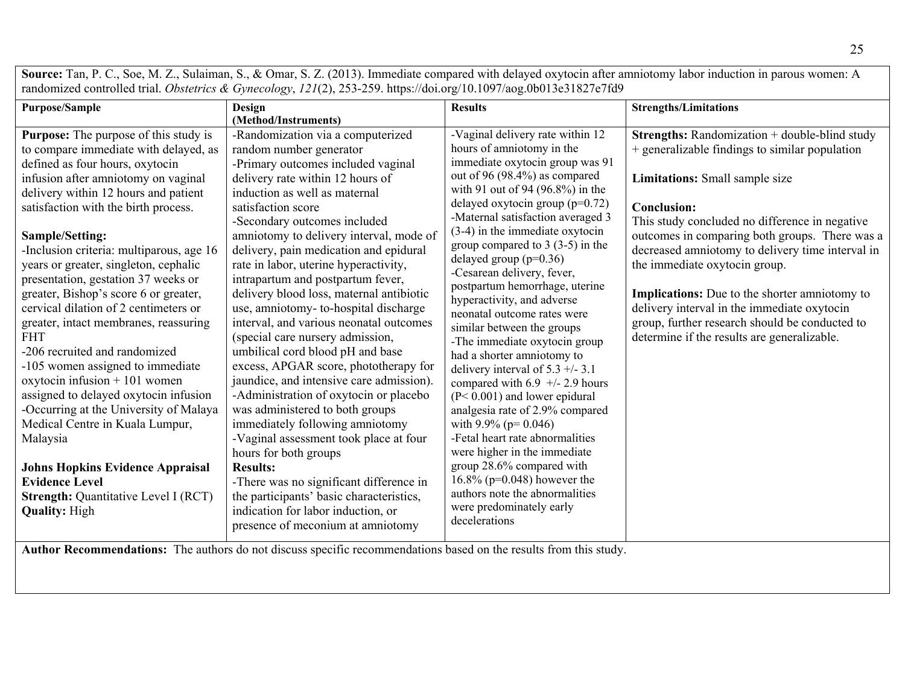**Source:** Tan, P. C., Soe, M. Z., Sulaiman, S., & Omar, S. Z. (2013). Immediate compared with delayed oxytocin after amniotomy labor induction in parous women: A randomized controlled trial. *Obstetrics & Gynecology*, *121*(2), 253-259. https://doi.org/10.1097/aog.0b013e31827e7fd9

| Purpose/Sample | Design (Method/Instruments) | Results | Strengths/Limitations |
|---|---|---|---|
| **Purpose:** The purpose of this study is to compare immediate with delayed, as defined as four hours, oxytocin infusion after amniotomy on vaginal delivery within 12 hours and patient satisfaction with the birth process.<br><br>**Sample/Setting:**<br>-Inclusion criteria: multiparous, age 16 years or greater, singleton, cephalic presentation, gestation 37 weeks or greater, Bishop's score 6 or greater, cervical dilation of 2 centimeters or greater, intact membranes, reassuring FHT<br>-206 recruited and randomized<br>-105 women assigned to immediate oxytocin infusion + 101 women assigned to delayed oxytocin infusion<br>-Occurring at the University of Malaya Medical Centre in Kuala Lumpur, Malaysia<br><br>**Johns Hopkins Evidence Appraisal Evidence Level**<br>**Strength:** Quantitative Level I (RCT)<br>**Quality:** High | -Randomization via a computerized random number generator<br>-Primary outcomes included vaginal delivery rate within 12 hours of induction as well as maternal satisfaction score<br>-Secondary outcomes included amniotomy to delivery interval, mode of delivery, pain medication and epidural rate in labor, uterine hyperactivity, intrapartum and postpartum fever, delivery blood loss, maternal antibiotic use, amniotomy- to-hospital discharge interval, and various neonatal outcomes (special care nursery admission, umbilical cord blood pH and base excess, APGAR score, phototherapy for jaundice, and intensive care admission).<br>-Administration of oxytocin or placebo was administered to both groups immediately following amniotomy<br>-Vaginal assessment took place at four hours for both groups<br>**Results:**<br>-There was no significant difference in the participants' basic characteristics, indication for labor induction, or presence of meconium at amniotomy | -Vaginal delivery rate within 12 hours of amniotomy in the immediate oxytocin group was 91 out of 96 (98.4%) as compared with 91 out of 94 (96.8%) in the delayed oxytocin group ($p=0.72$)<br>-Maternal satisfaction averaged 3 (3-4) in the immediate oxytocin group compared to 3 (3-5) in the delayed group ($p=0.36$)<br>-Cesarean delivery, fever, postpartum hemorrhage, uterine hyperactivity, and adverse neonatal outcome rates were similar between the groups<br>-The immediate oxytocin group had a shorter amniotomy to delivery interval of 5.3 +/- 3.1 compared with 6.9 +/- 2.9 hours ($P< 0.001$) and lower epidural analgesia rate of 2.9% compared with 9.9% ($p= 0.046$)<br>-Fetal heart rate abnormalities were higher in the immediate group 28.6% compared with 16.8% ($p=0.048$) however the authors note the abnormalities were predominately early decelerations | **Strengths:** Randomization + double-blind study + generalizable findings to similar population<br><br>**Limitations:** Small sample size<br><br>**Conclusion:**<br>This study concluded no difference in negative outcomes in comparing both groups. There was a decreased amniotomy to delivery time interval in the immediate oxytocin group.<br><br>**Implications:** Due to the shorter amniotomy to delivery interval in the immediate oxytocin group, further research should be conducted to determine if the results are generalizable. |

**Author Recommendations:** The authors do not discuss specific recommendations based on the results from this study.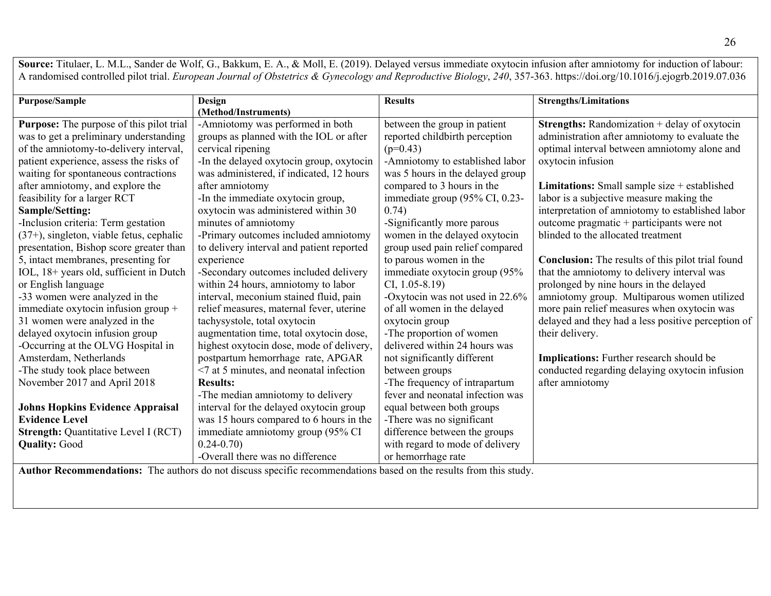**Source:** Titulaer, L. M.L., Sander de Wolf, G., Bakkum, E. A., & Moll, E. (2019). Delayed versus immediate oxytocin infusion after amniotomy for induction of labour: A randomised controlled pilot trial. *European Journal of Obstetrics & Gynecology and Reproductive Biology*, *240*, 357-363. https://doi.org/10.1016/j.ejogrb.2019.07.036

| Purpose/Sample | Design (Method/Instruments) | Results | Strengths/Limitations |
|---|---|---|---|
| **Purpose:** The purpose of this pilot trial was to get a preliminary understanding of the amniotomy-to-delivery interval, patient experience, assess the risks of waiting for spontaneous contractions after amniotomy, and explore the feasibility for a larger RCT<br>**Sample/Setting:**<br>-Inclusion criteria: Term gestation (37+), singleton, viable fetus, cephalic presentation, Bishop score greater than 5, intact membranes, presenting for IOL, 18+ years old, sufficient in Dutch or English language<br>-33 women were analyzed in the immediate oxytocin infusion group + 31 women were analyzed in the delayed oxytocin infusion group<br>-Occurring at the OLVG Hospital in Amsterdam, Netherlands<br>-The study took place between November 2017 and April 2018<br><br>**Johns Hopkins Evidence Appraisal Evidence Level**<br>**Strength:** Quantitative Level I (RCT)<br>**Quality:** Good | -Amniotomy was performed in both groups as planned with the IOL or after cervical ripening<br>-In the delayed oxytocin group, oxytocin was administered, if indicated, 12 hours after amniotomy<br>-In the immediate oxytocin group, oxytocin was administered within 30 minutes of amniotomy<br>-Primary outcomes included amniotomy to delivery interval and patient reported experience<br>-Secondary outcomes included delivery within 24 hours, amniotomy to labor interval, meconium stained fluid, pain relief measures, maternal fever, uterine tachysystole, total oxytocin augmentation time, total oxytocin dose, highest oxytocin dose, mode of delivery, postpartum hemorrhage rate, APGAR <7 at 5 minutes, and neonatal infection<br>**Results:**<br>-The median amniotomy to delivery interval for the delayed oxytocin group was 15 hours compared to 6 hours in the immediate amniotomy group (95% CI 0.24-0.70)<br>-Overall there was no difference | between the group in patient reported childbirth perception ($p=0.43$)<br>-Amniotomy to established labor was 5 hours in the delayed group compared to 3 hours in the immediate group (95% CI, 0.23-0.74)<br>-Significantly more parous women in the delayed oxytocin group used pain relief compared to parous women in the immediate oxytocin group (95% CI, 1.05-8.19)<br>-Oxytocin was not used in 22.6% of all women in the delayed oxytocin group<br>-The proportion of women delivered within 24 hours was not significantly different between groups<br>-The frequency of intrapartum fever and neonatal infection was equal between both groups<br>-There was no significant difference between the groups with regard to mode of delivery or hemorrhage rate | **Strengths:** Randomization + delay of oxytocin administration after amniotomy to evaluate the optimal interval between amniotomy alone and oxytocin infusion<br><br>**Limitations:** Small sample size + established labor is a subjective measure making the interpretation of amniotomy to established labor outcome pragmatic + participants were not blinded to the allocated treatment<br><br>**Conclusion:** The results of this pilot trial found that the amniotomy to delivery interval was prolonged by nine hours in the delayed amniotomy group. Multiparous women utilized more pain relief measures when oxytocin was delayed and they had a less positive perception of their delivery.<br><br>**Implications:** Further research should be conducted regarding delaying oxytocin infusion after amniotomy |

**Author Recommendations:** The authors do not discuss specific recommendations based on the results from this study.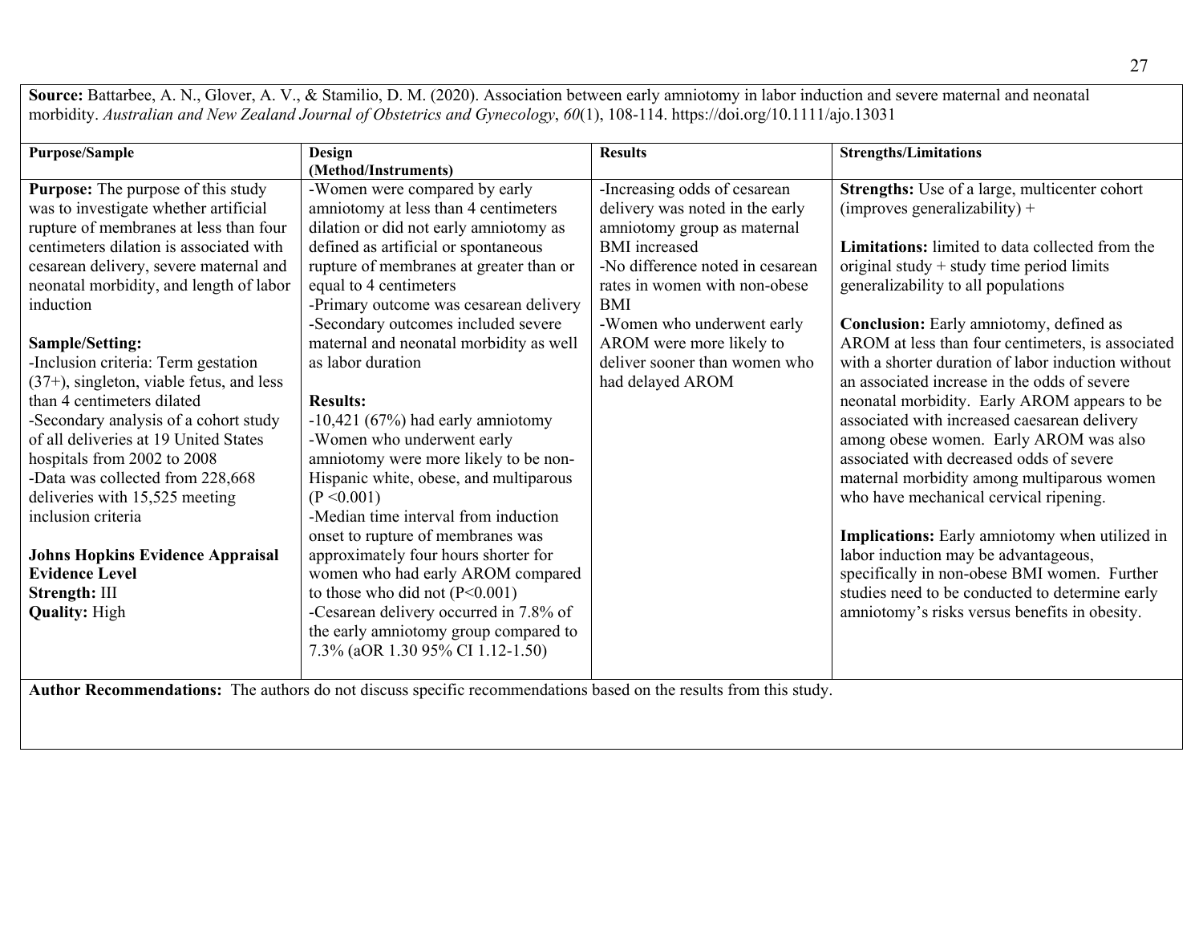**Source:** Battarbee, A. N., Glover, A. V., & Stamilio, D. M. (2020). Association between early amniotomy in labor induction and severe maternal and neonatal morbidity. *Australian and New Zealand Journal of Obstetrics and Gynecology*, *60*(1), 108-114. https://doi.org/10.1111/ajo.13031

| Purpose/Sample | Design (Method/Instruments) | Results | Strengths/Limitations |
|---|---|---|---|
| **Purpose:** The purpose of this study was to investigate whether artificial rupture of membranes at less than four centimeters dilation is associated with cesarean delivery, severe maternal and neonatal morbidity, and length of labor induction<br><br>**Sample/Setting:**<br>-Inclusion criteria: Term gestation (37+), singleton, viable fetus, and less than 4 centimeters dilated<br>-Secondary analysis of a cohort study of all deliveries at 19 United States hospitals from 2002 to 2008<br>-Data was collected from 228,668 deliveries with 15,525 meeting inclusion criteria<br><br>**Johns Hopkins Evidence Appraisal Evidence Level**<br>**Strength:** III<br>**Quality:** High | -Women were compared by early amniotomy at less than 4 centimeters dilation or did not early amniotomy as defined as artificial or spontaneous rupture of membranes at greater than or equal to 4 centimeters<br>-Primary outcome was cesarean delivery<br>-Secondary outcomes included severe maternal and neonatal morbidity as well as labor duration<br><br>**Results:**<br>-10,421 (67%) had early amniotomy<br>-Women who underwent early amniotomy were more likely to be non-Hispanic white, obese, and multiparous ($P < 0.001$)<br>-Median time interval from induction onset to rupture of membranes was approximately four hours shorter for women who had early AROM compared to those who did not ($P < 0.001$)<br>-Cesarean delivery occurred in 7.8% of the early amniotomy group compared to 7.3% (aOR 1.30 95% CI 1.12-1.50) | -Increasing odds of cesarean delivery was noted in the early amniotomy group as maternal BMI increased<br>-No difference noted in cesarean rates in women with non-obese BMI<br>-Women who underwent early AROM were more likely to deliver sooner than women who had delayed AROM | **Strengths:** Use of a large, multicenter cohort (improves generalizability) +<br><br>**Limitations:** limited to data collected from the original study + study time period limits generalizability to all populations<br><br>**Conclusion:** Early amniotomy, defined as AROM at less than four centimeters, is associated with a shorter duration of labor induction without an associated increase in the odds of severe neonatal morbidity. Early AROM appears to be associated with increased caesarean delivery among obese women. Early AROM was also associated with decreased odds of severe maternal morbidity among multiparous women who have mechanical cervical ripening.<br><br>**Implications:** Early amniotomy when utilized in labor induction may be advantageous, specifically in non-obese BMI women. Further studies need to be conducted to determine early amniotomy's risks versus benefits in obesity. |

**Author Recommendations:** The authors do not discuss specific recommendations based on the results from this study.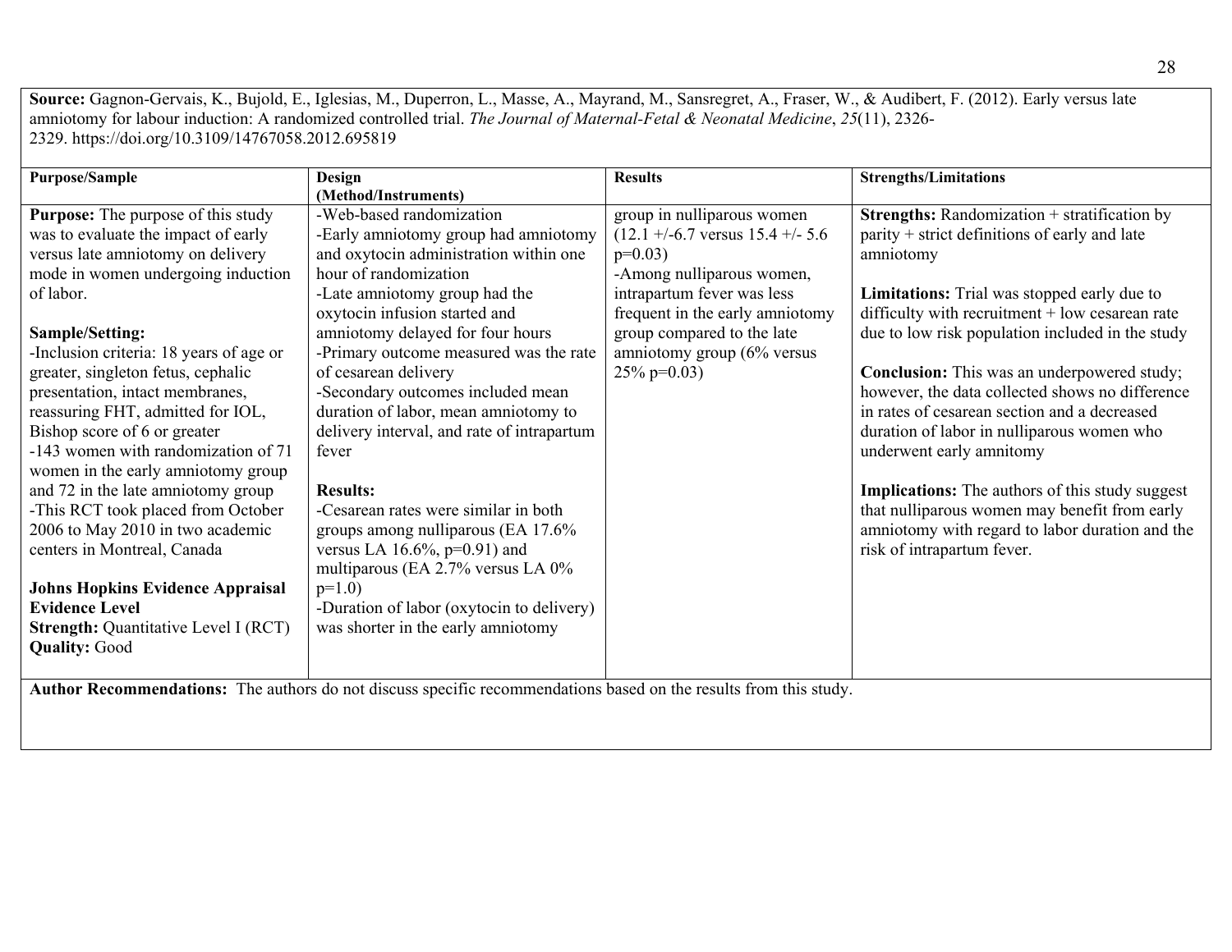**Source:** Gagnon-Gervais, K., Bujold, E., Iglesias, M., Duperron, L., Masse, A., Mayrand, M., Sansregret, A., Fraser, W., & Audibert, F. (2012). Early versus late amniotomy for labour induction: A randomized controlled trial. *The Journal of Maternal-Fetal & Neonatal Medicine*, *25*(11), 2326-2329. https://doi.org/10.3109/14767058.2012.695819

| Purpose/Sample | Design (Method/Instruments) | Results | Strengths/Limitations |
|---|---|---|---|
| **Purpose:** The purpose of this study was to evaluate the impact of early versus late amniotomy on delivery mode in women undergoing induction of labor.<br><br>**Sample/Setting:**<br>-Inclusion criteria: 18 years of age or greater, singleton fetus, cephalic presentation, intact membranes, reassuring FHT, admitted for IOL, Bishop score of 6 or greater<br>-143 women with randomization of 71 women in the early amniotomy group and 72 in the late amniotomy group<br>-This RCT took placed from October 2006 to May 2010 in two academic centers in Montreal, Canada<br><br>**Johns Hopkins Evidence Appraisal Evidence Level**<br>**Strength:** Quantitative Level I (RCT)<br>**Quality:** Good | -Web-based randomization<br>-Early amniotomy group had amniotomy and oxytocin administration within one hour of randomization<br>-Late amniotomy group had the oxytocin infusion started and amniotomy delayed for four hours<br>-Primary outcome measured was the rate of cesarean delivery<br>-Secondary outcomes included mean duration of labor, mean amniotomy to delivery interval, and rate of intrapartum fever<br><br>**Results:**<br>-Cesarean rates were similar in both groups among nulliparous (EA 17.6% versus LA 16.6%, p=0.91) and multiparous (EA 2.7% versus LA 0% p=1.0)<br>-Duration of labor (oxytocin to delivery) was shorter in the early amniotomy | group in nulliparous women (12.1 +/-6.7 versus 15.4 +/- 5.6 p=0.03)<br>-Among nulliparous women, intrapartum fever was less frequent in the early amniotomy group compared to the late amniotomy group (6% versus 25% p=0.03) | **Strengths:** Randomization + stratification by parity + strict definitions of early and late amniotomy<br><br>**Limitations:** Trial was stopped early due to difficulty with recruitment + low cesarean rate due to low risk population included in the study<br><br>**Conclusion:** This was an underpowered study; however, the data collected shows no difference in rates of cesarean section and a decreased duration of labor in nulliparous women who underwent early amnitomy<br><br>**Implications:** The authors of this study suggest that nulliparous women may benefit from early amniotomy with regard to labor duration and the risk of intrapartum fever. |

**Author Recommendations:** The authors do not discuss specific recommendations based on the results from this study.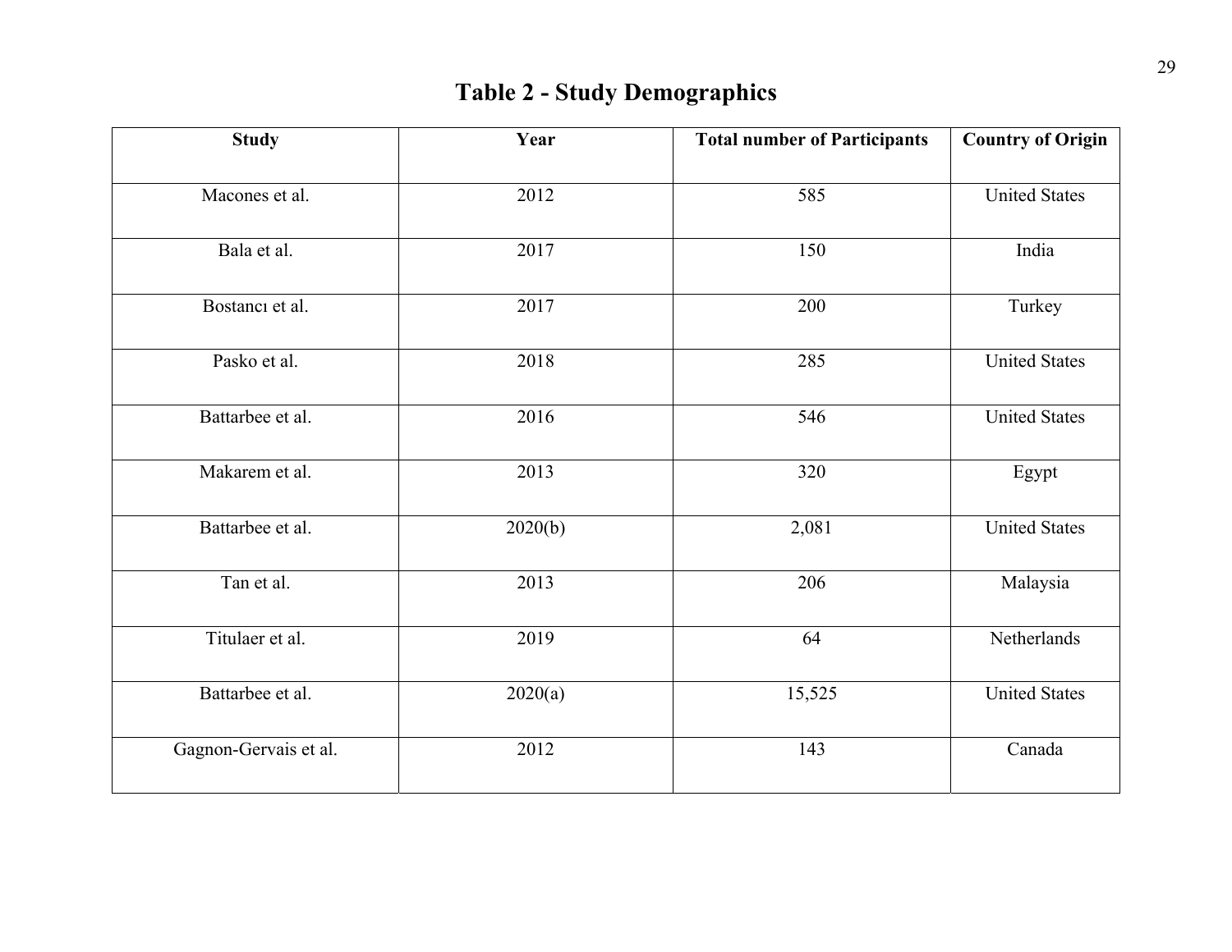# Table 2 - Study Demographics

| Study | Year | Total number of Participants | Country of Origin |
|---|---|---|---|
| Macones et al. | 2012 | 585 | United States |
| Bala et al. | 2017 | 150 | India |
| Bostancı et al. | 2017 | 200 | Turkey |
| Pasko et al. | 2018 | 285 | United States |
| Battarbee et al. | 2016 | 546 | United States |
| Makarem et al. | 2013 | 320 | Egypt |
| Battarbee et al. | 2020(b) | 2,081 | United States |
| Tan et al. | 2013 | 206 | Malaysia |
| Titulaer et al. | 2019 | 64 | Netherlands |
| Battarbee et al. | 2020(a) | 15,525 | United States |
| Gagnon-Gervais et al. | 2012 | 143 | Canada |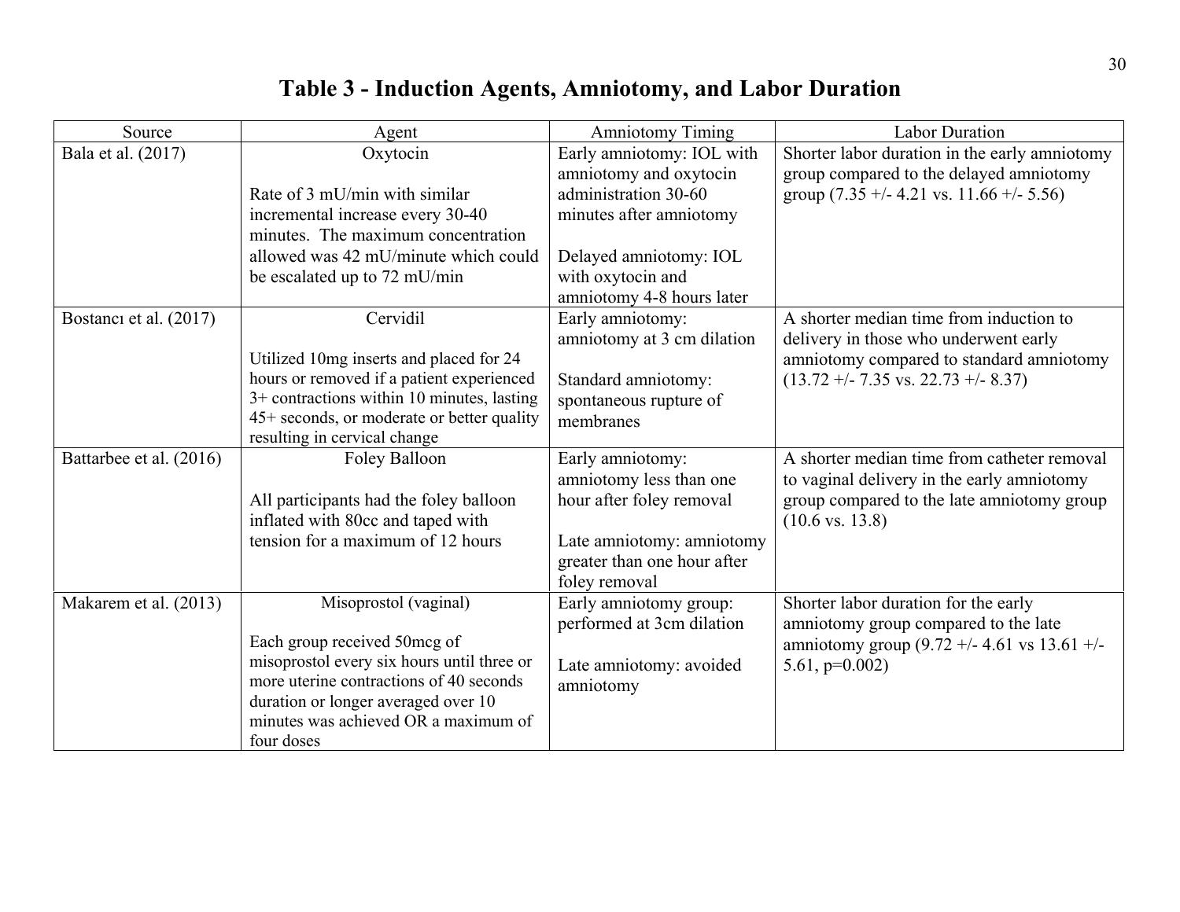# Table 3 - Induction Agents, Amniotomy, and Labor Duration

| Source | Agent | Amniotomy Timing | Labor Duration |
|---|---|---|---|
| Bala et al. (2017) | Oxytocin<br><br>Rate of 3 mU/min with similar incremental increase every 30-40 minutes. The maximum concentration allowed was 42 mU/minute which could be escalated up to 72 mU/min | Early amniotomy: IOL with amniotomy and oxytocin administration 30-60 minutes after amniotomy<br><br>Delayed amniotomy: IOL with oxytocin and amniotomy 4-8 hours later | Shorter labor duration in the early amniotomy group compared to the delayed amniotomy group (7.35 +/- 4.21 vs. 11.66 +/- 5.56) |
| Bostancı et al. (2017) | Cervidil<br><br>Utilized 10mg inserts and placed for 24 hours or removed if a patient experienced 3+ contractions within 10 minutes, lasting 45+ seconds, or moderate or better quality resulting in cervical change | Early amniotomy: amniotomy at 3 cm dilation<br><br>Standard amniotomy: spontaneous rupture of membranes | A shorter median time from induction to delivery in those who underwent early amniotomy compared to standard amniotomy (13.72 +/- 7.35 vs. 22.73 +/- 8.37) |
| Battarbee et al. (2016) | Foley Balloon<br><br>All participants had the foley balloon inflated with 80cc and taped with tension for a maximum of 12 hours | Early amniotomy: amniotomy less than one hour after foley removal<br><br>Late amniotomy: amniotomy greater than one hour after foley removal | A shorter median time from catheter removal to vaginal delivery in the early amniotomy group compared to the late amniotomy group (10.6 vs. 13.8) |
| Makarem et al. (2013) | Misoprostol (vaginal)<br><br>Each group received 50mcg of misoprostol every six hours until three or more uterine contractions of 40 seconds duration or longer averaged over 10 minutes was achieved OR a maximum of four doses | Early amniotomy group: performed at 3cm dilation<br><br>Late amniotomy: avoided amniotomy | Shorter labor duration for the early amniotomy group compared to the late amniotomy group (9.72 +/- 4.61 vs 13.61 +/- 5.61, p=0.002) |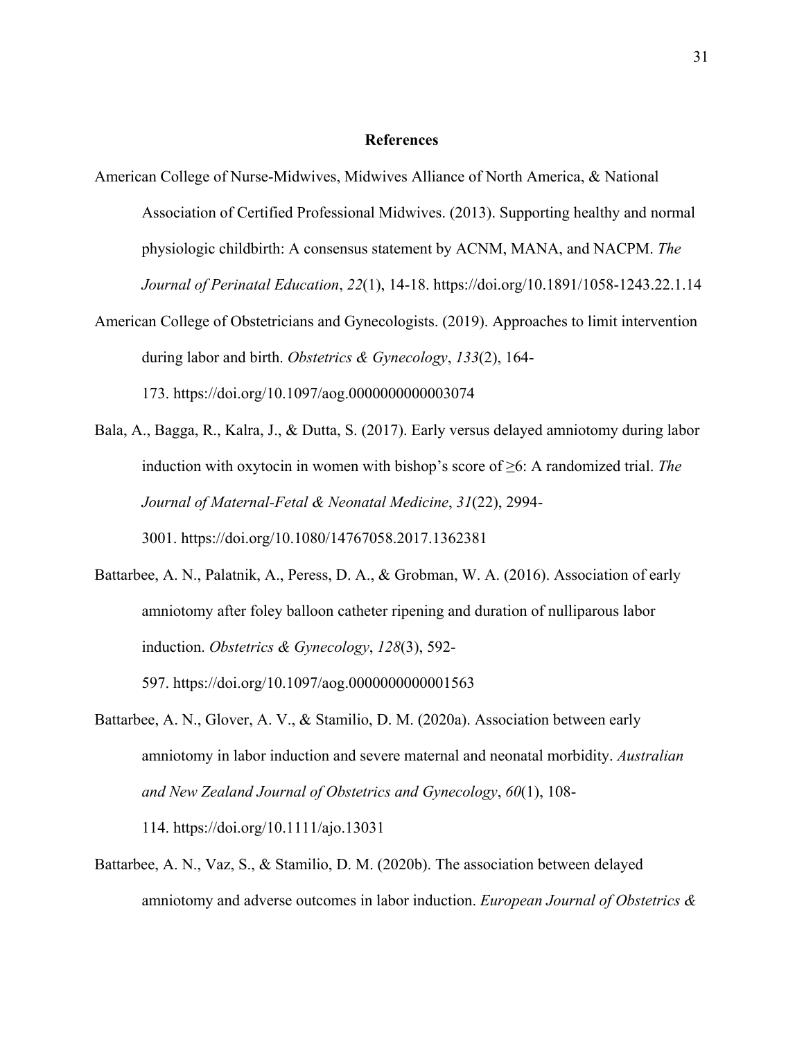## References

American College of Nurse-Midwives, Midwives Alliance of North America, & National Association of Certified Professional Midwives. (2013). Supporting healthy and normal physiologic childbirth: A consensus statement by ACNM, MANA, and NACPM. *The Journal of Perinatal Education*, *22*(1), 14-18. https://doi.org/10.1891/1058-1243.22.1.14

American College of Obstetricians and Gynecologists. (2019). Approaches to limit intervention during labor and birth. *Obstetrics & Gynecology*, *133*(2), 164-173. https://doi.org/10.1097/aog.0000000000003074

Bala, A., Bagga, R., Kalra, J., & Dutta, S. (2017). Early versus delayed amniotomy during labor induction with oxytocin in women with bishop's score of ≥6: A randomized trial. *The Journal of Maternal-Fetal & Neonatal Medicine*, *31*(22), 2994-3001. https://doi.org/10.1080/14767058.2017.1362381

Battarbee, A. N., Palatnik, A., Peress, D. A., & Grobman, W. A. (2016). Association of early amniotomy after foley balloon catheter ripening and duration of nulliparous labor induction. *Obstetrics & Gynecology*, *128*(3), 592-597. https://doi.org/10.1097/aog.0000000000001563

Battarbee, A. N., Glover, A. V., & Stamilio, D. M. (2020a). Association between early amniotomy in labor induction and severe maternal and neonatal morbidity. *Australian and New Zealand Journal of Obstetrics and Gynecology*, *60*(1), 108-114. https://doi.org/10.1111/ajo.13031

Battarbee, A. N., Vaz, S., & Stamilio, D. M. (2020b). The association between delayed amniotomy and adverse outcomes in labor induction. *European Journal of Obstetrics &*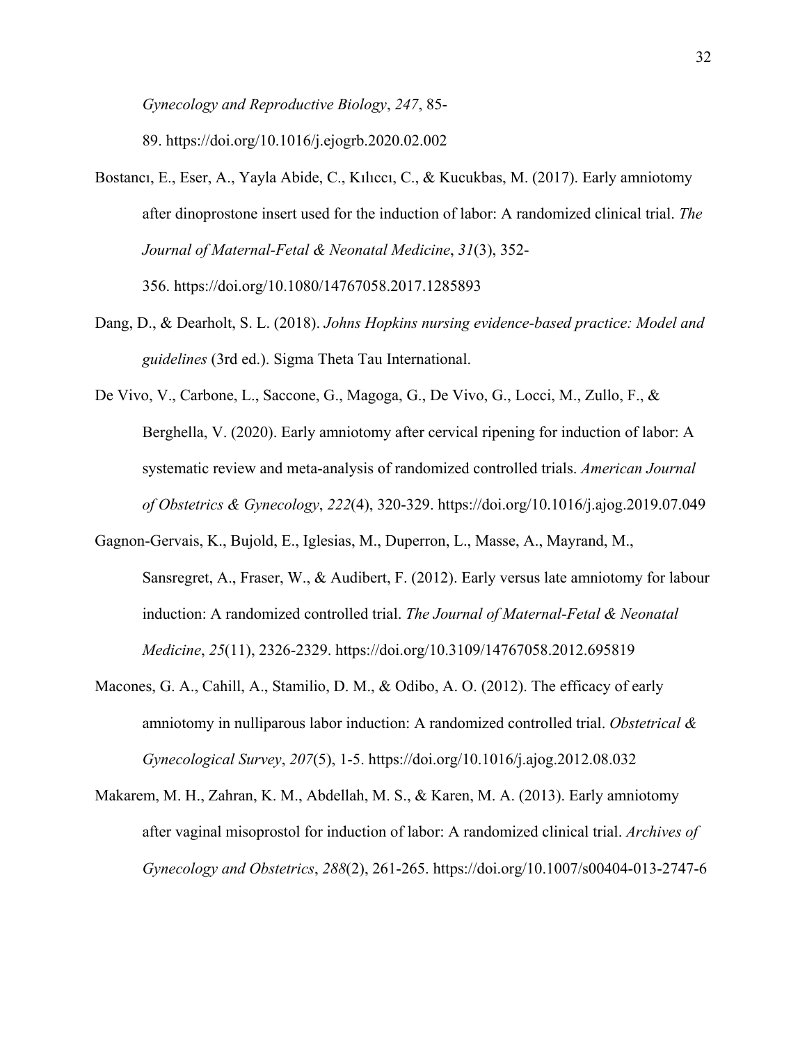*Gynecology and Reproductive Biology*, *247*, 85-89. https://doi.org/10.1016/j.ejogrb.2020.02.002

Bostancı, E., Eser, A., Yayla Abide, C., Kılıccı, C., & Kucukbas, M. (2017). Early amniotomy after dinoprostone insert used for the induction of labor: A randomized clinical trial. *The Journal of Maternal-Fetal & Neonatal Medicine*, *31*(3), 352-356. https://doi.org/10.1080/14767058.2017.1285893

Dang, D., & Dearholt, S. L. (2018). *Johns Hopkins nursing evidence-based practice: Model and guidelines* (3rd ed.). Sigma Theta Tau International.

De Vivo, V., Carbone, L., Saccone, G., Magoga, G., De Vivo, G., Locci, M., Zullo, F., & Berghella, V. (2020). Early amniotomy after cervical ripening for induction of labor: A systematic review and meta-analysis of randomized controlled trials. *American Journal of Obstetrics & Gynecology*, *222*(4), 320-329. https://doi.org/10.1016/j.ajog.2019.07.049

Gagnon-Gervais, K., Bujold, E., Iglesias, M., Duperron, L., Masse, A., Mayrand, M., Sansregret, A., Fraser, W., & Audibert, F. (2012). Early versus late amniotomy for labour induction: A randomized controlled trial. *The Journal of Maternal-Fetal & Neonatal Medicine*, *25*(11), 2326-2329. https://doi.org/10.3109/14767058.2012.695819

Macones, G. A., Cahill, A., Stamilio, D. M., & Odibo, A. O. (2012). The efficacy of early amniotomy in nulliparous labor induction: A randomized controlled trial. *Obstetrical & Gynecological Survey*, *207*(5), 1-5. https://doi.org/10.1016/j.ajog.2012.08.032

Makarem, M. H., Zahran, K. M., Abdellah, M. S., & Karen, M. A. (2013). Early amniotomy after vaginal misoprostol for induction of labor: A randomized clinical trial. *Archives of Gynecology and Obstetrics*, *288*(2), 261-265. https://doi.org/10.1007/s00404-013-2747-6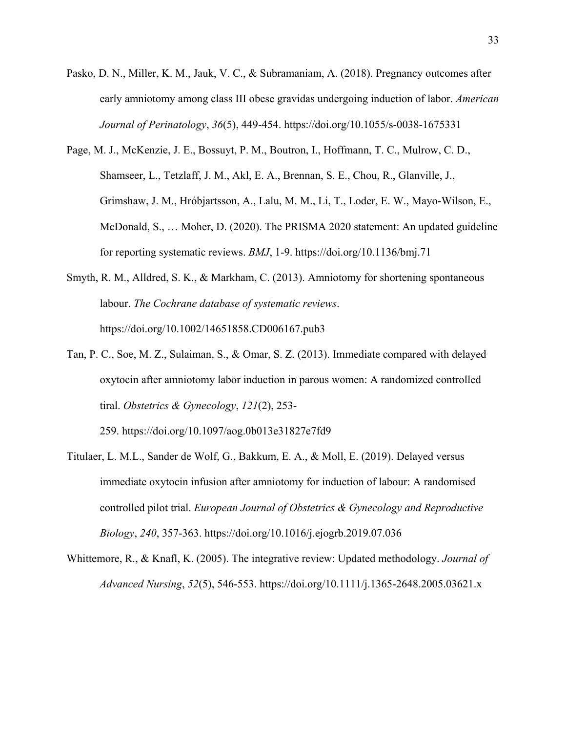Pasko, D. N., Miller, K. M., Jauk, V. C., & Subramaniam, A. (2018). Pregnancy outcomes after early amniotomy among class III obese gravidas undergoing induction of labor. *American Journal of Perinatology*, *36*(5), 449-454. https://doi.org/10.1055/s-0038-1675331

Page, M. J., McKenzie, J. E., Bossuyt, P. M., Boutron, I., Hoffmann, T. C., Mulrow, C. D., Shamseer, L., Tetzlaff, J. M., Akl, E. A., Brennan, S. E., Chou, R., Glanville, J., Grimshaw, J. M., Hróbjartsson, A., Lalu, M. M., Li, T., Loder, E. W., Mayo-Wilson, E., McDonald, S., … Moher, D. (2020). The PRISMA 2020 statement: An updated guideline for reporting systematic reviews. *BMJ*, 1-9. https://doi.org/10.1136/bmj.71

Smyth, R. M., Alldred, S. K., & Markham, C. (2013). Amniotomy for shortening spontaneous labour. *The Cochrane database of systematic reviews*. https://doi.org/10.1002/14651858.CD006167.pub3

Tan, P. C., Soe, M. Z., Sulaiman, S., & Omar, S. Z. (2013). Immediate compared with delayed oxytocin after amniotomy labor induction in parous women: A randomized controlled tiral. *Obstetrics & Gynecology*, *121*(2), 253-259. https://doi.org/10.1097/aog.0b013e31827e7fd9

Titulaer, L. M.L., Sander de Wolf, G., Bakkum, E. A., & Moll, E. (2019). Delayed versus immediate oxytocin infusion after amniotomy for induction of labour: A randomised controlled pilot trial. *European Journal of Obstetrics & Gynecology and Reproductive Biology*, *240*, 357-363. https://doi.org/10.1016/j.ejogrb.2019.07.036

Whittemore, R., & Knafl, K. (2005). The integrative review: Updated methodology. *Journal of Advanced Nursing*, *52*(5), 546-553. https://doi.org/10.1111/j.1365-2648.2005.03621.x